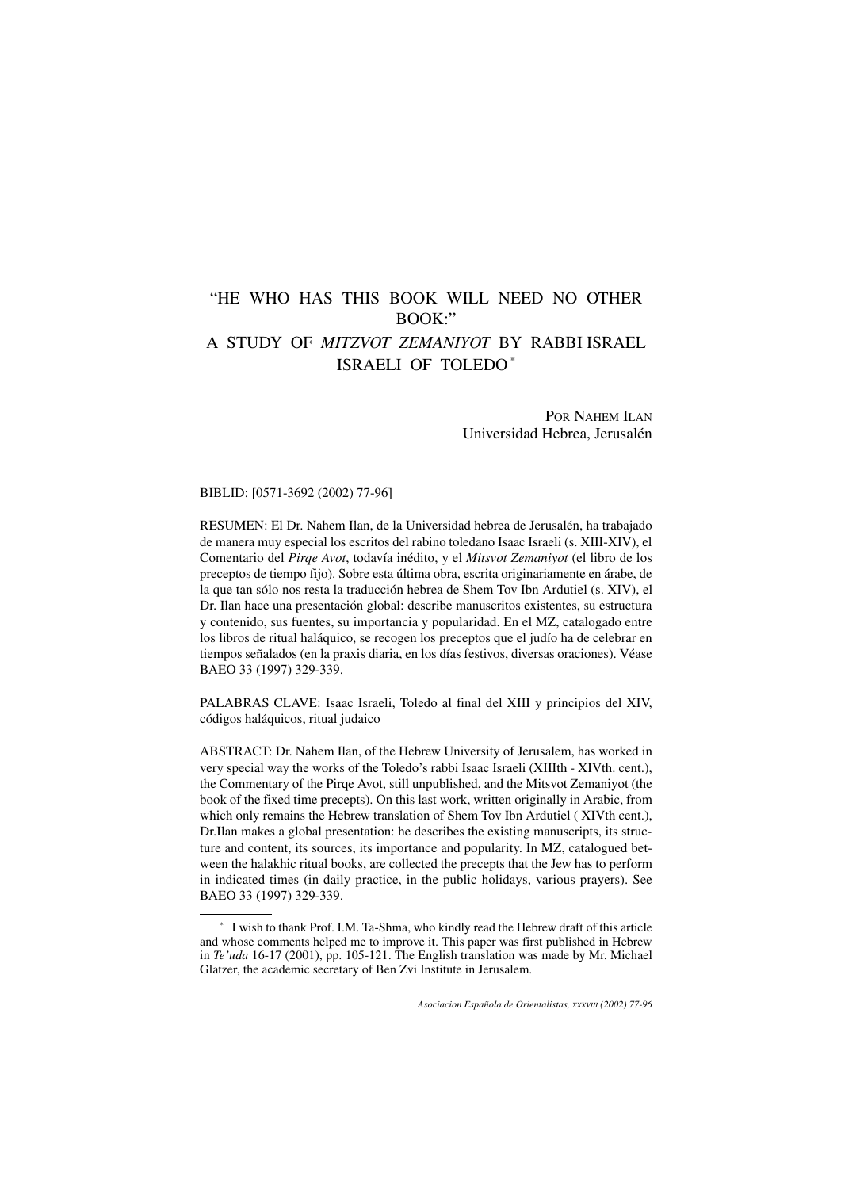# "HE WHO HAS THIS BOOK WILL NEED NO OTHER BOOK:" A STUDY OF *MITZVOT ZEMANIYOT* BY RABBI ISRAEL ISRAELI OF TOLEDO [*]

POR NAHEM ILAN
Universidad Hebrea, Jerusalén

BIBLID: [0571-3692 (2002) 77-96]

RESUMEN: El Dr. Nahem Ilan, de la Universidad hebrea de Jerusalén, ha trabajado de manera muy especial los escritos del rabino toledano Isaac Israeli (s. XIII-XIV), el Comentario del *Pirqe Avot*, todavía inédito, y el *Mitsvot Zemaniyot* (el libro de los preceptos de tiempo fijo). Sobre esta última obra, escrita originariamente en árabe, de la que tan sólo nos resta la traducción hebrea de Shem Tov Ibn Ardutiel (s. XIV), el Dr. Ilan hace una presentación global: describe manuscritos existentes, su estructura y contenido, sus fuentes, su importancia y popularidad. En el MZ, catalogado entre los libros de ritual haláquico, se recogen los preceptos que el judío ha de celebrar en tiempos señalados (en la praxis diaria, en los días festivos, diversas oraciones). Véase BAEO 33 (1997) 329-339.

PALABRAS CLAVE: Isaac Israeli, Toledo al final del XIII y principios del XIV, códigos haláquicos, ritual judaico

ABSTRACT: Dr. Nahem Ilan, of the Hebrew University of Jerusalem, has worked in very special way the works of the Toledo's rabbi Isaac Israeli (XIIIth - XIVth. cent.), the Commentary of the Pirqe Avot, still unpublished, and the Mitsvot Zemaniyot (the book of the fixed time precepts). On this last work, written originally in Arabic, from which only remains the Hebrew translation of Shem Tov Ibn Ardutiel ( XIVth cent.), Dr.Ilan makes a global presentation: he describes the existing manuscripts, its structure and content, its sources, its importance and popularity. In MZ, catalogued between the halakhic ritual books, are collected the precepts that the Jew has to perform in indicated times (in daily practice, in the public holidays, various prayers). See BAEO 33 (1997) 329-339.

---

[*] I wish to thank Prof. I.M. Ta-Shma, who kindly read the Hebrew draft of this article and whose comments helped me to improve it. This paper was first published in Hebrew in *Te'uda* 16-17 (2001), pp. 105-121. The English translation was made by Mr. Michael Glatzer, the academic secretary of Ben Zvi Institute in Jerusalem.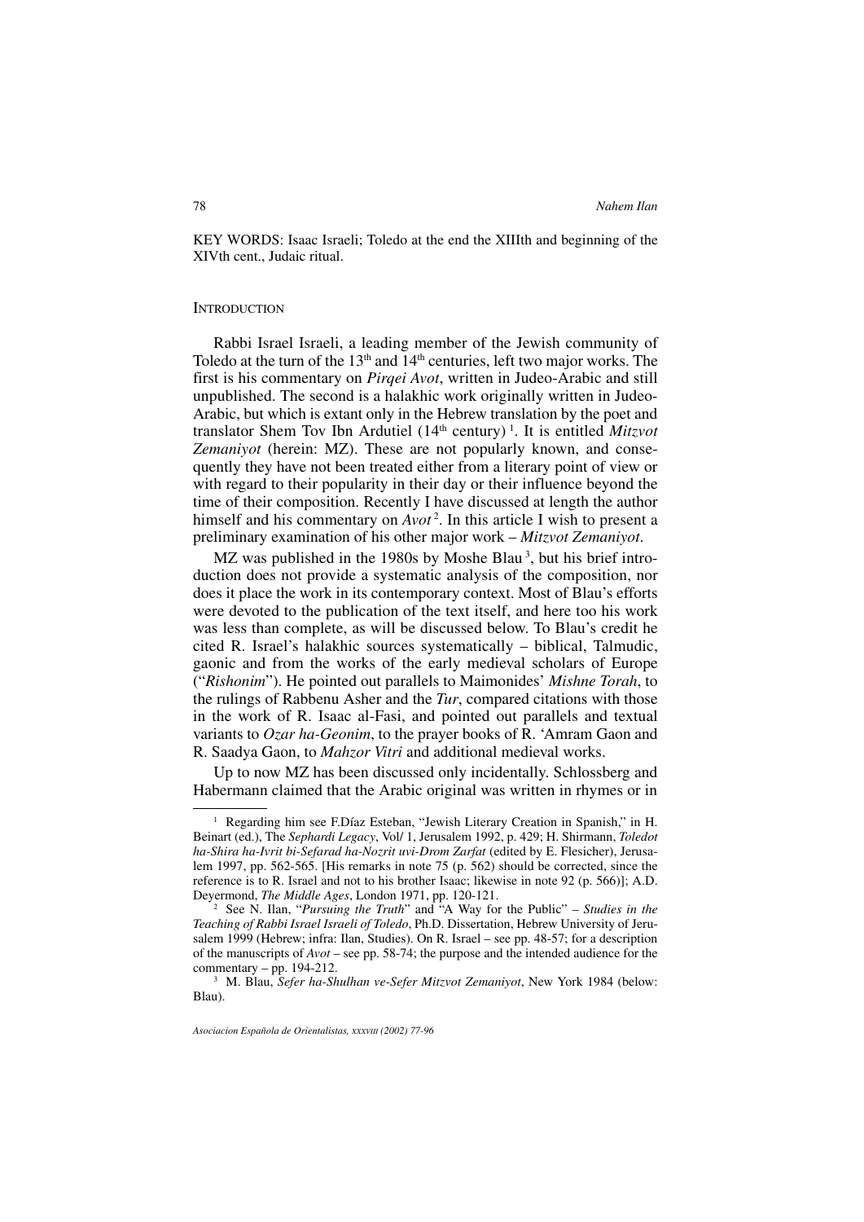KEY WORDS: Isaac Israeli; Toledo at the end the XIIIth and beginning of the XIVth cent., Judaic ritual.

## INTRODUCTION

Rabbi Israel Israeli, a leading member of the Jewish community of Toledo at the turn of the 13th and 14th centuries, left two major works. The first is his commentary on *Pirqei Avot*, written in Judeo-Arabic and still unpublished. The second is a halakhic work originally written in Judeo-Arabic, but which is extant only in the Hebrew translation by the poet and translator Shem Tov Ibn Ardutiel (14th century) [1]. It is entitled *Mitzvot Zemaniyot* (herein: MZ). These are not popularly known, and consequently they have not been treated either from a literary point of view or with regard to their popularity in their day or their influence beyond the time of their composition. Recently I have discussed at length the author himself and his commentary on *Avot* [2]. In this article I wish to present a preliminary examination of his other major work – *Mitzvot Zemaniyot*.

MZ was published in the 1980s by Moshe Blau [3], but his brief introduction does not provide a systematic analysis of the composition, nor does it place the work in its contemporary context. Most of Blau's efforts were devoted to the publication of the text itself, and here too his work was less than complete, as will be discussed below. To Blau's credit he cited R. Israel's halakhic sources systematically – biblical, Talmudic, gaonic and from the works of the early medieval scholars of Europe ("*Rishonim*"). He pointed out parallels to Maimonides' *Mishne Torah*, to the rulings of Rabbenu Asher and the *Tur*, compared citations with those in the work of R. Isaac al-Fasi, and pointed out parallels and textual variants to *Ozar ha-Geonim*, to the prayer books of R. 'Amram Gaon and R. Saadya Gaon, to *Mahzor Vitri* and additional medieval works.

Up to now MZ has been discussed only incidentally. Schlossberg and Habermann claimed that the Arabic original was written in rhymes or in

---

[1] Regarding him see F.Díaz Esteban, "Jewish Literary Creation in Spanish," in H. Beinart (ed.), The *Sephardi Legacy*, Vol/ 1, Jerusalem 1992, p. 429; H. Shirmann, *Toledot ha-Shira ha-Ivrit bi-Sefarad ha-Nozrit uvi-Drom Zarfat* (edited by E. Flesicher), Jerusalem 1997, pp. 562-565. [His remarks in note 75 (p. 562) should be corrected, since the reference is to R. Israel and not to his brother Isaac; likewise in note 92 (p. 566)]; A.D. Deyermond, *The Middle Ages*, London 1971, pp. 120-121.

[2] See N. Ilan, "*Pursuing the Truth*" and "A Way for the Public" – *Studies in the Teaching of Rabbi Israel Israeli of Toledo*, Ph.D. Dissertation, Hebrew University of Jerusalem 1999 (Hebrew; infra: Ilan, Studies). On R. Israel – see pp. 48-57; for a description of the manuscripts of *Avot* – see pp. 58-74; the purpose and the intended audience for the commentary – pp. 194-212.

[3] M. Blau, *Sefer ha-Shulhan ve-Sefer Mitzvot Zemaniyot*, New York 1984 (below: Blau).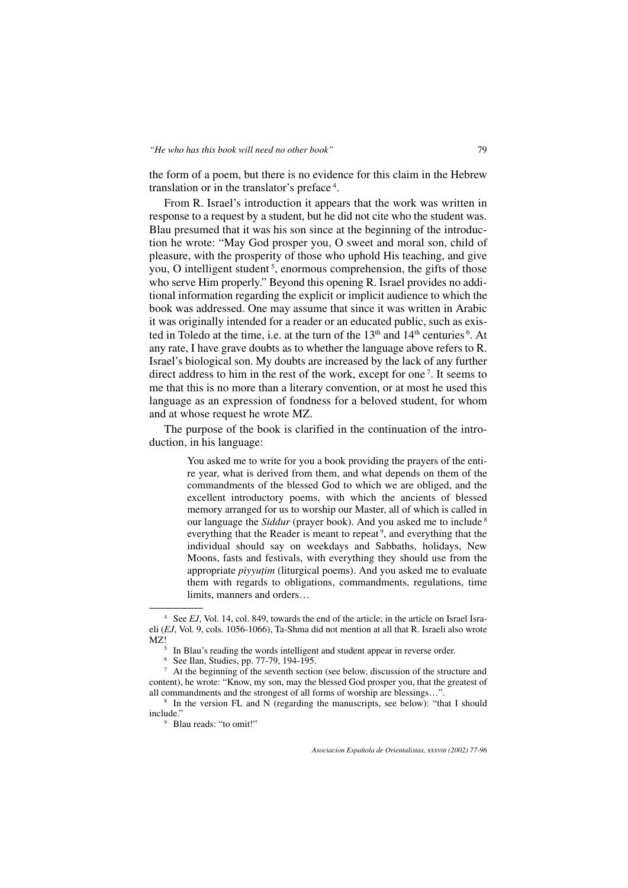the form of a poem, but there is no evidence for this claim in the Hebrew translation or in the translator's preface [4].

From R. Israel's introduction it appears that the work was written in response to a request by a student, but he did not cite who the student was. Blau presumed that it was his son since at the beginning of the introduction he wrote: "May God prosper you, O sweet and moral son, child of pleasure, with the prosperity of those who uphold His teaching, and give you, O intelligent student [5], enormous comprehension, the gifts of those who serve Him properly." Beyond this opening R. Israel provides no additional information regarding the explicit or implicit audience to which the book was addressed. One may assume that since it was written in Arabic it was originally intended for a reader or an educated public, such as existed in Toledo at the time, i.e. at the turn of the 13th and 14th centuries [6]. At any rate, I have grave doubts as to whether the language above refers to R. Israel's biological son. My doubts are increased by the lack of any further direct address to him in the rest of the work, except for one [7]. It seems to me that this is no more than a literary convention, or at most he used this language as an expression of fondness for a beloved student, for whom and at whose request he wrote MZ.

The purpose of the book is clarified in the continuation of the introduction, in his language:

> You asked me to write for you a book providing the prayers of the entire year, what is derived from them, and what depends on them of the commandments of the blessed God to which we are obliged, and the excellent introductory poems, with which the ancients of blessed memory arranged for us to worship our Master, all of which is called in our language the *Siddur* (prayer book). And you asked me to include [8] everything that the Reader is meant to repeat [9], and everything that the individual should say on weekdays and Sabbaths, holidays, New Moons, fasts and festivals, with everything they should use from the appropriate *piyyuṭim* (liturgical poems). And you asked me to evaluate them with regards to obligations, commandments, regulations, time limits, manners and orders…

[4] See *EJ*, Vol. 14, col. 849, towards the end of the article; in the article on Israel Israeli (*EJ*, Vol. 9, cols. 1056-1066), Ta-Shma did not mention at all that R. Israeli also wrote MZ!

[5] In Blau's reading the words intelligent and student appear in reverse order.

[6] See Ilan, Studies, pp. 77-79, 194-195.

[7] At the beginning of the seventh section (see below, discussion of the structure and content), he wrote: "Know, my son, may the blessed God prosper you, that the greatest of all commandments and the strongest of all forms of worship are blessings…".

[8] In the version FL and N (regarding the manuscripts, see below): "that I should include."

[9] Blau reads: "to omit!"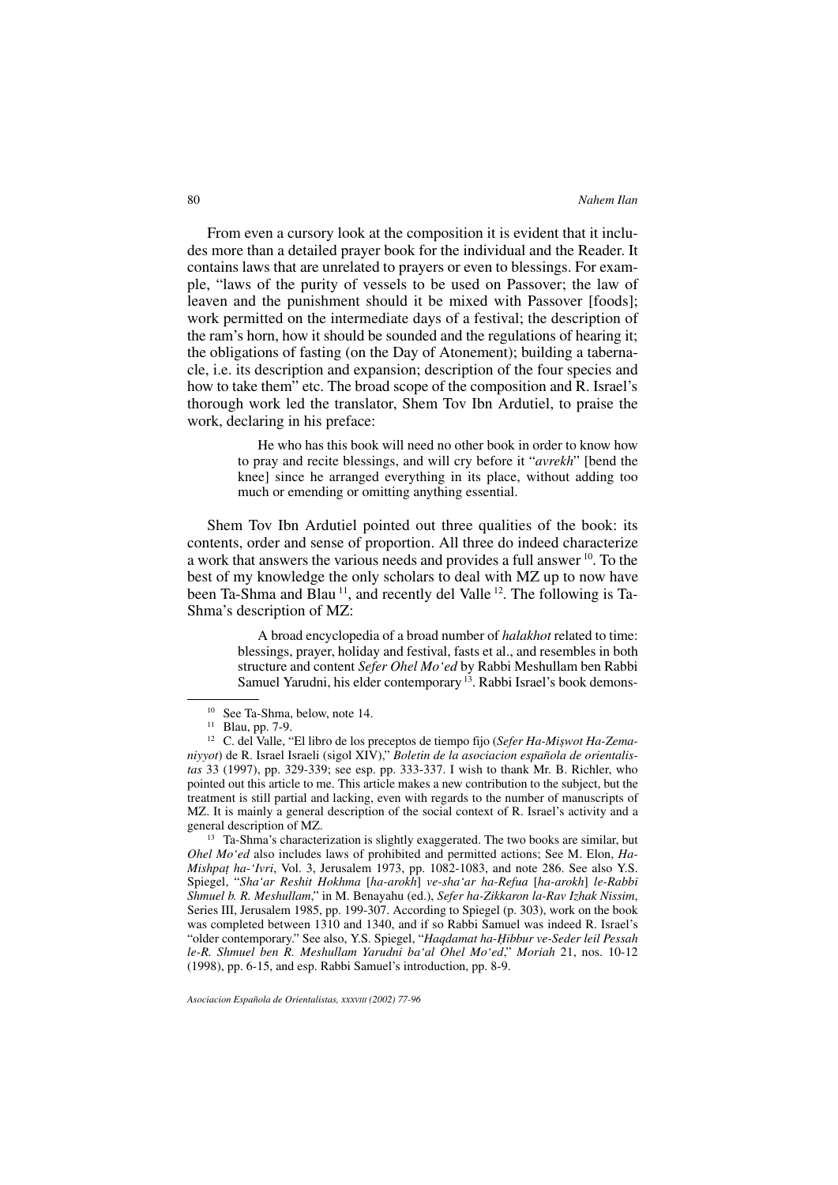From even a cursory look at the composition it is evident that it includes more than a detailed prayer book for the individual and the Reader. It contains laws that are unrelated to prayers or even to blessings. For example, "laws of the purity of vessels to be used on Passover; the law of leaven and the punishment should it be mixed with Passover [foods]; work permitted on the intermediate days of a festival; the description of the ram's horn, how it should be sounded and the regulations of hearing it; the obligations of fasting (on the Day of Atonement); building a tabernacle, i.e. its description and expansion; description of the four species and how to take them" etc. The broad scope of the composition and R. Israel's thorough work led the translator, Shem Tov Ibn Ardutiel, to praise the work, declaring in his preface:

> He who has this book will need no other book in order to know how to pray and recite blessings, and will cry before it "*avrekh*" [bend the knee] since he arranged everything in its place, without adding too much or emending or omitting anything essential.

Shem Tov Ibn Ardutiel pointed out three qualities of the book: its contents, order and sense of proportion. All three do indeed characterize a work that answers the various needs and provides a full answer [10]. To the best of my knowledge the only scholars to deal with MZ up to now have been Ta-Shma and Blau [11], and recently del Valle [12]. The following is Ta-Shma's description of MZ:

> A broad encyclopedia of a broad number of *halakhot* related to time: blessings, prayer, holiday and festival, fasts et al., and resembles in both structure and content *Sefer Ohel Mo'ed* by Rabbi Meshullam ben Rabbi Samuel Yarudni, his elder contemporary [13]. Rabbi Israel's book demons-

---

[10] See Ta-Shma, below, note 14.

[11] Blau, pp. 7-9.

[12] C. del Valle, "El libro de los preceptos de tiempo fijo (*Sefer Ha-Miṣwot Ha-Zemaniyyot*) de R. Israel Israeli (sigol XIV)," *Boletin de la asociacion española de orientalistas* 33 (1997), pp. 329-339; see esp. pp. 333-337. I wish to thank Mr. B. Richler, who pointed out this article to me. This article makes a new contribution to the subject, but the treatment is still partial and lacking, even with regards to the number of manuscripts of MZ. It is mainly a general description of the social context of R. Israel's activity and a general description of MZ.

[13] Ta-Shma's characterization is slightly exaggerated. The two books are similar, but *Ohel Mo'ed* also includes laws of prohibited and permitted actions; See M. Elon, *Ha-Mishpaṭ ha-'Ivri*, Vol. 3, Jerusalem 1973, pp. 1082-1083, and note 286. See also Y.S. Spiegel, "*Sha'ar Reshit Hokhma* [*ha-arokh*] *ve-sha'ar ha-Refua* [*ha-arokh*] *le-Rabbi Shmuel b. R. Meshullam*," in M. Benayahu (ed.), *Sefer ha-Zikkaron la-Rav Izhak Nissim*, Series III, Jerusalem 1985, pp. 199-307. According to Spiegel (p. 303), work on the book was completed between 1310 and 1340, and if so Rabbi Samuel was indeed R. Israel's "older contemporary." See also, Y.S. Spiegel, "*Haqdamat ha-Ḥibbur ve-Seder leil Pessah le-R. Shmuel ben R. Meshullam Yarudni ba'al Ohel Mo'ed*," *Moriah* 21, nos. 10-12 (1998), pp. 6-15, and esp. Rabbi Samuel's introduction, pp. 8-9.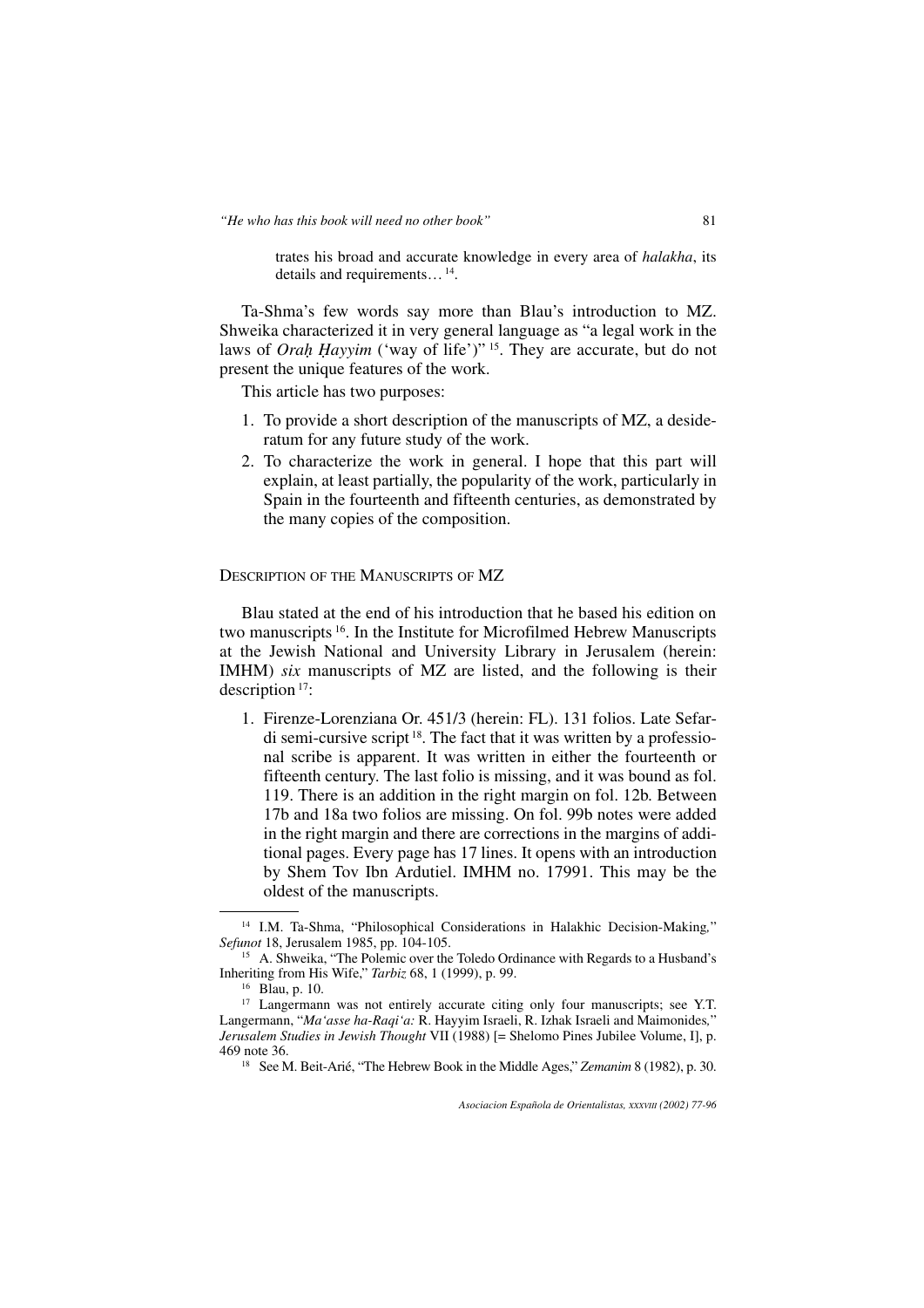> trates his broad and accurate knowledge in every area of *halakha*, its details and requirements… [14].

Ta-Shma's few words say more than Blau's introduction to MZ. Shweika characterized it in very general language as "a legal work in the laws of *Oraḥ Ḥayyim* ('way of life')" [15]. They are accurate, but do not present the unique features of the work.

This article has two purposes:

1. To provide a short description of the manuscripts of MZ, a desideratum for any future study of the work.
2. To characterize the work in general. I hope that this part will explain, at least partially, the popularity of the work, particularly in Spain in the fourteenth and fifteenth centuries, as demonstrated by the many copies of the composition.

## Description of the Manuscripts of MZ

Blau stated at the end of his introduction that he based his edition on two manuscripts [16]. In the Institute for Microfilmed Hebrew Manuscripts at the Jewish National and University Library in Jerusalem (herein: IMHM) *six* manuscripts of MZ are listed, and the following is their description [17]:

1. Firenze-Lorenziana Or. 451/3 (herein: FL). 131 folios. Late Sefardi semi-cursive script [18]. The fact that it was written by a professional scribe is apparent. It was written in either the fourteenth or fifteenth century. The last folio is missing, and it was bound as fol. 119. There is an addition in the right margin on fol. 12b. Between 17b and 18a two folios are missing. On fol. 99b notes were added in the right margin and there are corrections in the margins of additional pages. Every page has 17 lines. It opens with an introduction by Shem Tov Ibn Ardutiel. IMHM no. 17991. This may be the oldest of the manuscripts.

---

[14] I.M. Ta-Shma, "Philosophical Considerations in Halakhic Decision-Making," *Sefunot* 18, Jerusalem 1985, pp. 104-105.

[15] A. Shweika, "The Polemic over the Toledo Ordinance with Regards to a Husband's Inheriting from His Wife," *Tarbiz* 68, 1 (1999), p. 99.

[16] Blau, p. 10.

[17] Langermann was not entirely accurate citing only four manuscripts; see Y.T. Langermann, "*Ma'asse ha-Raqi'a:* R. Hayyim Israeli, R. Izhak Israeli and Maimonides," *Jerusalem Studies in Jewish Thought* VII (1988) [= Shelomo Pines Jubilee Volume, I], p. 469 note 36.

[18] See M. Beit-Arié, "The Hebrew Book in the Middle Ages," *Zemanim* 8 (1982), p. 30.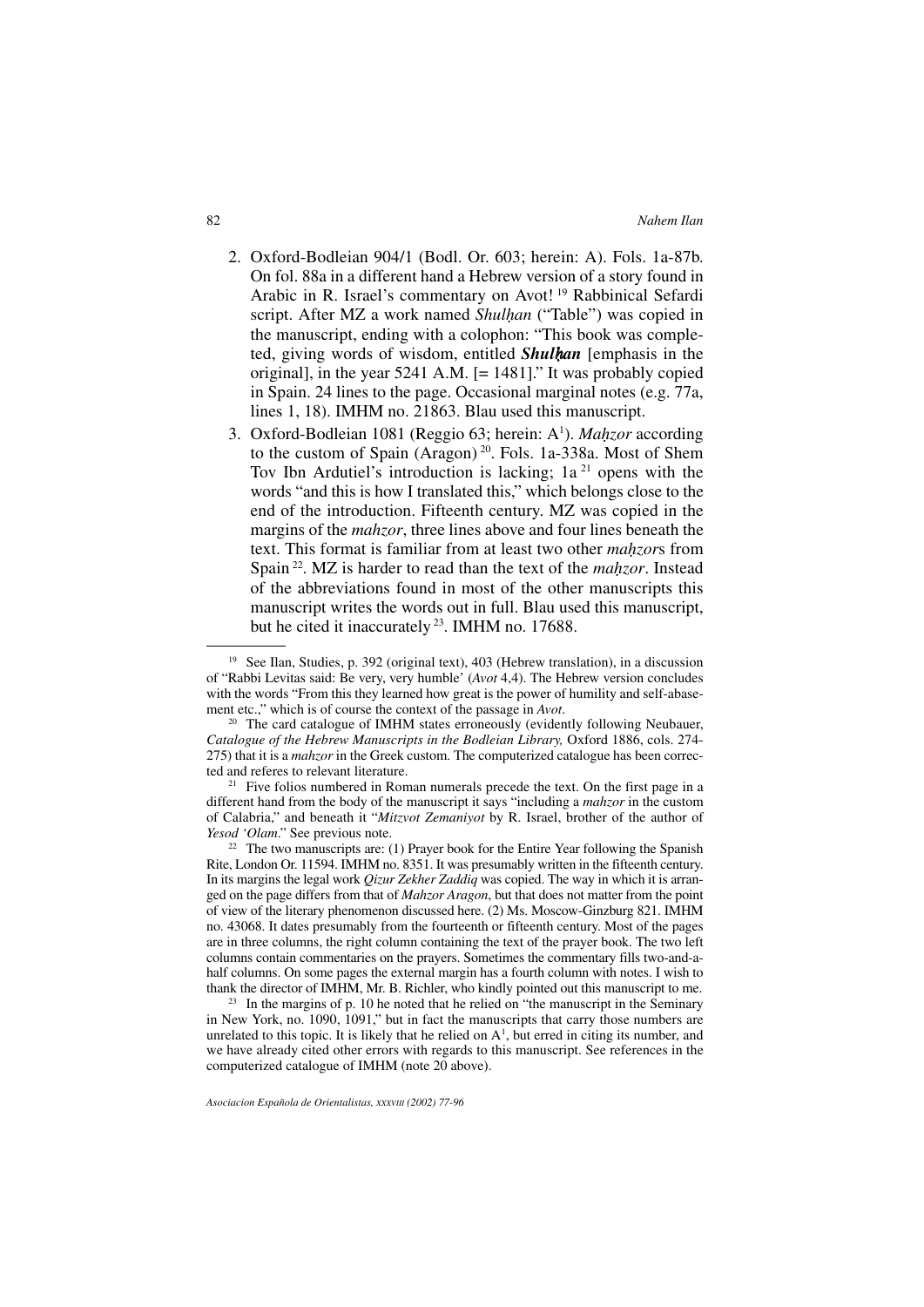2. Oxford-Bodleian 904/1 (Bodl. Or. 603; herein: A). Fols. 1a-87b. On fol. 88a in a different hand a Hebrew version of a story found in Arabic in R. Israel's commentary on Avot! [19] Rabbinical Sefardi script. After MZ a work named *Shulḥan* ("Table") was copied in the manuscript, ending with a colophon: "This book was completed, giving words of wisdom, entitled ***Shulḥan*** [emphasis in the original], in the year 5241 A.M. [= 1481]." It was probably copied in Spain. 24 lines to the page. Occasional marginal notes (e.g. 77a, lines 1, 18). IMHM no. 21863. Blau used this manuscript.

3. Oxford-Bodleian 1081 (Reggio 63; herein: A[1]). *Maḥzor* according to the custom of Spain (Aragon) [20]. Fols. 1a-338a. Most of Shem Tov Ibn Ardutiel's introduction is lacking; 1a [21] opens with the words "and this is how I translated this," which belongs close to the end of the introduction. Fifteenth century. MZ was copied in the margins of the *mahzor*, three lines above and four lines beneath the text. This format is familiar from at least two other *maḥzor*s from Spain [22]. MZ is harder to read than the text of the *maḥzor*. Instead of the abbreviations found in most of the other manuscripts this manuscript writes the words out in full. Blau used this manuscript, but he cited it inaccurately [23]. IMHM no. 17688.

---

[19] See Ilan, Studies, p. 392 (original text), 403 (Hebrew translation), in a discussion of "Rabbi Levitas said: Be very, very humble' (*Avot* 4,4). The Hebrew version concludes with the words "From this they learned how great is the power of humility and self-abasement etc.," which is of course the context of the passage in *Avot*.

[20] The card catalogue of IMHM states erroneously (evidently following Neubauer, *Catalogue of the Hebrew Manuscripts in the Bodleian Library,* Oxford 1886, cols. 274-275) that it is a *mahzor* in the Greek custom. The computerized catalogue has been corrected and referes to relevant literature.

[21] Five folios numbered in Roman numerals precede the text. On the first page in a different hand from the body of the manuscript it says "including a *mahzor* in the custom of Calabria," and beneath it "*Mitzvot Zemaniyot* by R. Israel, brother of the author of *Yesod 'Olam*." See previous note.

[22] The two manuscripts are: (1) Prayer book for the Entire Year following the Spanish Rite, London Or. 11594. IMHM no. 8351. It was presumably written in the fifteenth century. In its margins the legal work *Qizur Zekher Zaddiq* was copied. The way in which it is arranged on the page differs from that of *Mahzor Aragon*, but that does not matter from the point of view of the literary phenomenon discussed here. (2) Ms. Moscow-Ginzburg 821. IMHM no. 43068. It dates presumably from the fourteenth or fifteenth century. Most of the pages are in three columns, the right column containing the text of the prayer book. The two left columns contain commentaries on the prayers. Sometimes the commentary fills two-and-a-half columns. On some pages the external margin has a fourth column with notes. I wish to thank the director of IMHM, Mr. B. Richler, who kindly pointed out this manuscript to me.

[23] In the margins of p. 10 he noted that he relied on "the manuscript in the Seminary in New York, no. 1090, 1091," but in fact the manuscripts that carry those numbers are unrelated to this topic. It is likely that he relied on A[1], but erred in citing its number, and we have already cited other errors with regards to this manuscript. See references in the computerized catalogue of IMHM (note 20 above).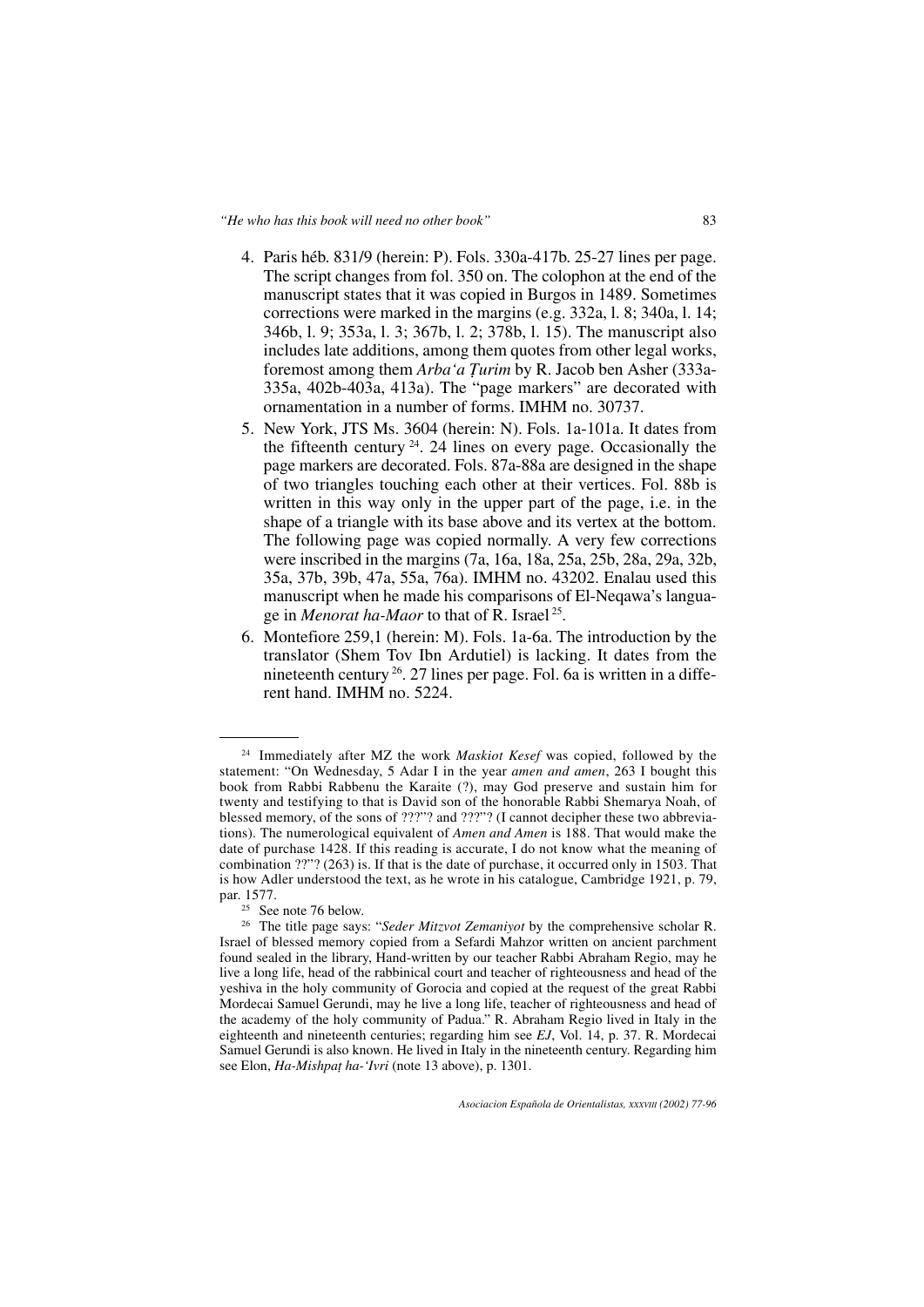4. Paris héb. 831/9 (herein: P). Fols. 330a-417b. 25-27 lines per page. The script changes from fol. 350 on. The colophon at the end of the manuscript states that it was copied in Burgos in 1489. Sometimes corrections were marked in the margins (e.g. 332a, l. 8; 340a, l. 14; 346b, l. 9; 353a, l. 3; 367b, l. 2; 378b, l. 15). The manuscript also includes late additions, among them quotes from other legal works, foremost among them *Arba'a Ṭurim* by R. Jacob ben Asher (333a-335a, 402b-403a, 413a). The "page markers" are decorated with ornamentation in a number of forms. IMHM no. 30737.
5. New York, JTS Ms. 3604 (herein: N). Fols. 1a-101a. It dates from the fifteenth century [24]. 24 lines on every page. Occasionally the page markers are decorated. Fols. 87a-88a are designed in the shape of two triangles touching each other at their vertices. Fol. 88b is written in this way only in the upper part of the page, i.e. in the shape of a triangle with its base above and its vertex at the bottom. The following page was copied normally. A very few corrections were inscribed in the margins (7a, 16a, 18a, 25a, 25b, 28a, 29a, 32b, 35a, 37b, 39b, 47a, 55a, 76a). IMHM no. 43202. Enalau used this manuscript when he made his comparisons of El-Neqawa's language in *Menorat ha-Maor* to that of R. Israel [25].
6. Montefiore 259,1 (herein: M). Fols. 1a-6a. The introduction by the translator (Shem Tov Ibn Ardutiel) is lacking. It dates from the nineteenth century [26]. 27 lines per page. Fol. 6a is written in a different hand. IMHM no. 5224.

---

[24] Immediately after MZ the work *Maskiot Kesef* was copied, followed by the statement: "On Wednesday, 5 Adar I in the year *amen and amen*, 263 I bought this book from Rabbi Rabbenu the Karaite (?), may God preserve and sustain him for twenty and testifying to that is David son of the honorable Rabbi Shemarya Noah, of blessed memory, of the sons of ???"? and ???"? (I cannot decipher these two abbreviations). The numerological equivalent of *Amen and Amen* is 188. That would make the date of purchase 1428. If this reading is accurate, I do not know what the meaning of combination ??"? (263) is. If that is the date of purchase, it occurred only in 1503. That is how Adler understood the text, as he wrote in his catalogue, Cambridge 1921, p. 79, par. 1577.

[25] See note 76 below.

[26] The title page says: "*Seder Mitzvot Zemaniyot* by the comprehensive scholar R. Israel of blessed memory copied from a Sefardi Mahzor written on ancient parchment found sealed in the library, Hand-written by our teacher Rabbi Abraham Regio, may he live a long life, head of the rabbinical court and teacher of righteousness and head of the yeshiva in the holy community of Gorocia and copied at the request of the great Rabbi Mordecai Samuel Gerundi, may he live a long life, teacher of righteousness and head of the academy of the holy community of Padua." R. Abraham Regio lived in Italy in the eighteenth and nineteenth centuries; regarding him see *EJ*, Vol. 14, p. 37. R. Mordecai Samuel Gerundi is also known. He lived in Italy in the nineteenth century. Regarding him see Elon, *Ha-Mishpaṭ ha-'Ivri* (note 13 above), p. 1301.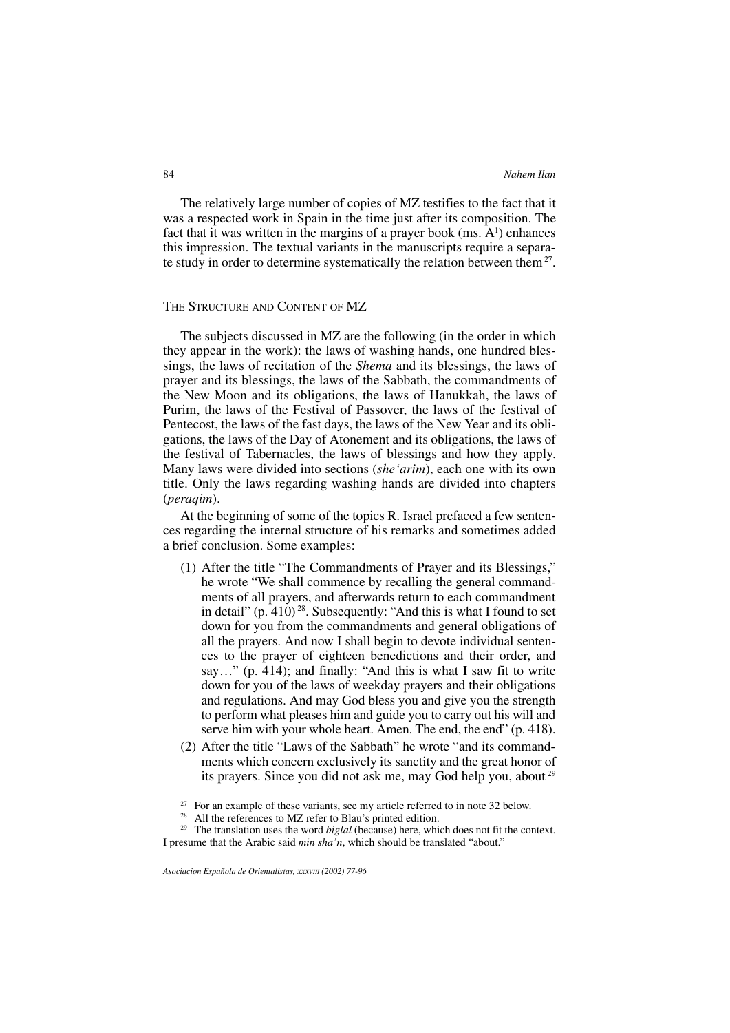The relatively large number of copies of MZ testifies to the fact that it was a respected work in Spain in the time just after its composition. The fact that it was written in the margins of a prayer book (ms. A[1]) enhances this impression. The textual variants in the manuscripts require a separate study in order to determine systematically the relation between them[27].

## The Structure and Content of MZ

The subjects discussed in MZ are the following (in the order in which they appear in the work): the laws of washing hands, one hundred blessings, the laws of recitation of the *Shema* and its blessings, the laws of prayer and its blessings, the laws of the Sabbath, the commandments of the New Moon and its obligations, the laws of Hanukkah, the laws of Purim, the laws of the Festival of Passover, the laws of the festival of Pentecost, the laws of the fast days, the laws of the New Year and its obligations, the laws of the Day of Atonement and its obligations, the laws of the festival of Tabernacles, the laws of blessings and how they apply. Many laws were divided into sections (*she'arim*), each one with its own title. Only the laws regarding washing hands are divided into chapters (*peraqim*).

At the beginning of some of the topics R. Israel prefaced a few sentences regarding the internal structure of his remarks and sometimes added a brief conclusion. Some examples:

(1) After the title "The Commandments of Prayer and its Blessings," he wrote "We shall commence by recalling the general commandments of all prayers, and afterwards return to each commandment in detail" (p. 410)[28]. Subsequently: "And this is what I found to set down for you from the commandments and general obligations of all the prayers. And now I shall begin to devote individual sentences to the prayer of eighteen benedictions and their order, and say…" (p. 414); and finally: "And this is what I saw fit to write down for you of the laws of weekday prayers and their obligations and regulations. And may God bless you and give you the strength to perform what pleases him and guide you to carry out his will and serve him with your whole heart. Amen. The end, the end" (p. 418).

(2) After the title "Laws of the Sabbath" he wrote "and its commandments which concern exclusively its sanctity and the great honor of its prayers. Since you did not ask me, may God help you, about[29]

---

[27] For an example of these variants, see my article referred to in note 32 below.

[28] All the references to MZ refer to Blau's printed edition.

[29] The translation uses the word *biglal* (because) here, which does not fit the context. I presume that the Arabic said *min sha'n*, which should be translated "about."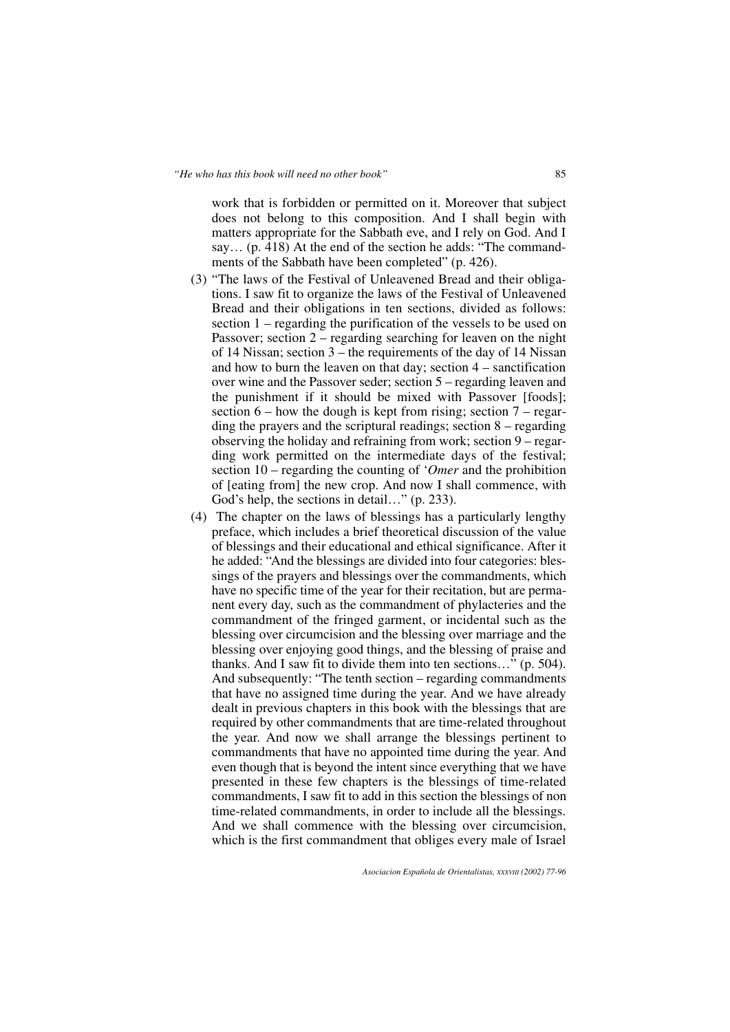work that is forbidden or permitted on it. Moreover that subject does not belong to this composition. And I shall begin with matters appropriate for the Sabbath eve, and I rely on God. And I say… (p. 418) At the end of the section he adds: "The commandments of the Sabbath have been completed" (p. 426).

(3) "The laws of the Festival of Unleavened Bread and their obligations. I saw fit to organize the laws of the Festival of Unleavened Bread and their obligations in ten sections, divided as follows: section 1 – regarding the purification of the vessels to be used on Passover; section 2 – regarding searching for leaven on the night of 14 Nissan; section 3 – the requirements of the day of 14 Nissan and how to burn the leaven on that day; section 4 – sanctification over wine and the Passover seder; section 5 – regarding leaven and the punishment if it should be mixed with Passover [foods]; section 6 – how the dough is kept from rising; section 7 – regarding the prayers and the scriptural readings; section 8 – regarding observing the holiday and refraining from work; section 9 – regarding work permitted on the intermediate days of the festival; section 10 – regarding the counting of '*Omer* and the prohibition of [eating from] the new crop. And now I shall commence, with God's help, the sections in detail…" (p. 233).

(4) The chapter on the laws of blessings has a particularly lengthy preface, which includes a brief theoretical discussion of the value of blessings and their educational and ethical significance. After it he added: "And the blessings are divided into four categories: blessings of the prayers and blessings over the commandments, which have no specific time of the year for their recitation, but are permanent every day, such as the commandment of phylacteries and the commandment of the fringed garment, or incidental such as the blessing over circumcision and the blessing over marriage and the blessing over enjoying good things, and the blessing of praise and thanks. And I saw fit to divide them into ten sections…" (p. 504). And subsequently: "The tenth section – regarding commandments that have no assigned time during the year. And we have already dealt in previous chapters in this book with the blessings that are required by other commandments that are time-related throughout the year. And now we shall arrange the blessings pertinent to commandments that have no appointed time during the year. And even though that is beyond the intent since everything that we have presented in these few chapters is the blessings of time-related commandments, I saw fit to add in this section the blessings of non time-related commandments, in order to include all the blessings. And we shall commence with the blessing over circumcision, which is the first commandment that obliges every male of Israel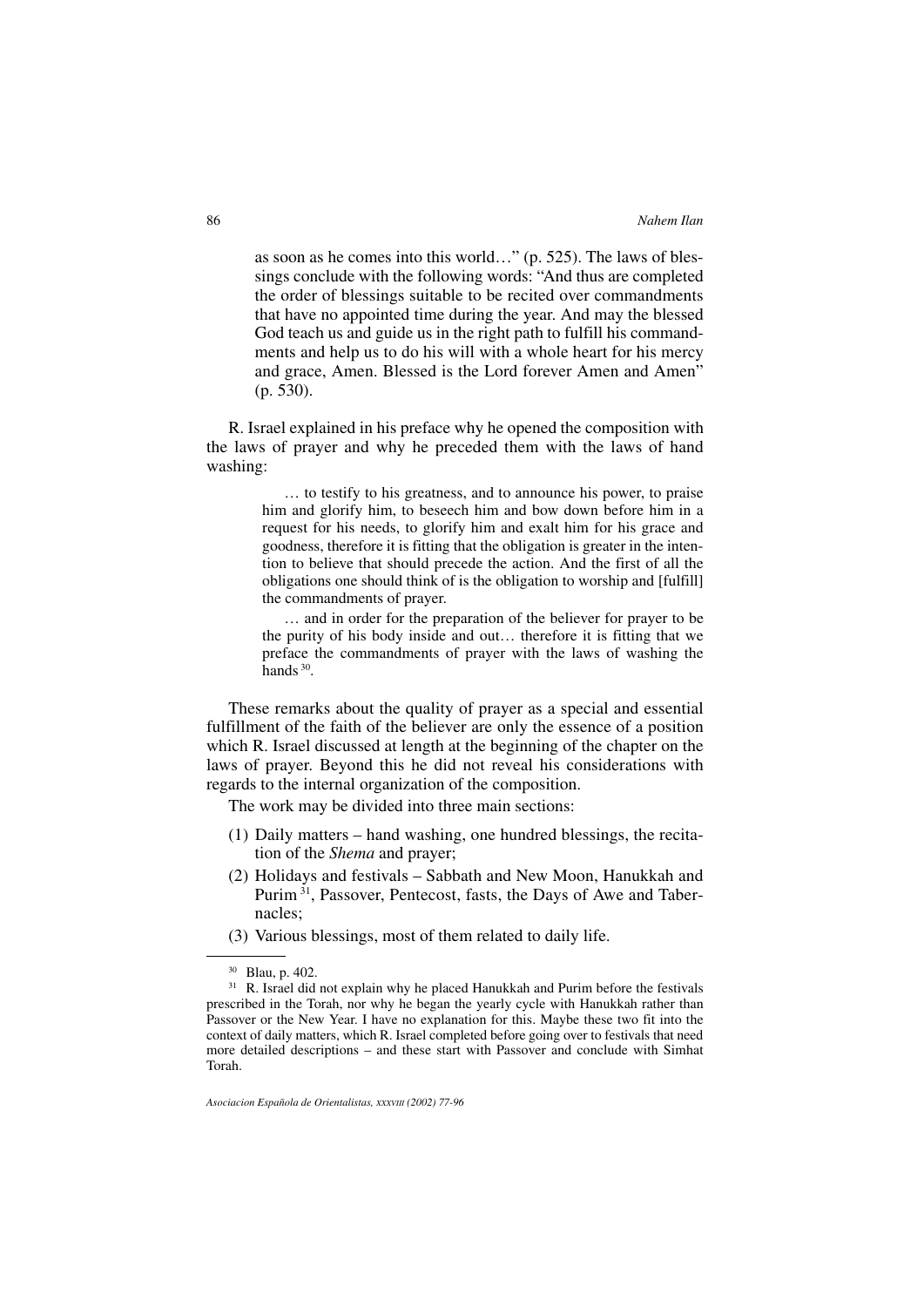> as soon as he comes into this world…" (p. 525). The laws of blessings conclude with the following words: "And thus are completed the order of blessings suitable to be recited over commandments that have no appointed time during the year. And may the blessed God teach us and guide us in the right path to fulfill his commandments and help us to do his will with a whole heart for his mercy and grace, Amen. Blessed is the Lord forever Amen and Amen" (p. 530).

R. Israel explained in his preface why he opened the composition with the laws of prayer and why he preceded them with the laws of hand washing:

> … to testify to his greatness, and to announce his power, to praise him and glorify him, to beseech him and bow down before him in a request for his needs, to glorify him and exalt him for his grace and goodness, therefore it is fitting that the obligation is greater in the intention to believe that should precede the action. And the first of all the obligations one should think of is the obligation to worship and [fulfill] the commandments of prayer.
>
> … and in order for the preparation of the believer for prayer to be the purity of his body inside and out… therefore it is fitting that we preface the commandments of prayer with the laws of washing the hands [30].

These remarks about the quality of prayer as a special and essential fulfillment of the faith of the believer are only the essence of a position which R. Israel discussed at length at the beginning of the chapter on the laws of prayer. Beyond this he did not reveal his considerations with regards to the internal organization of the composition.

The work may be divided into three main sections:

(1) Daily matters – hand washing, one hundred blessings, the recitation of the *Shema* and prayer;

(2) Holidays and festivals – Sabbath and New Moon, Hanukkah and Purim [31], Passover, Pentecost, fasts, the Days of Awe and Tabernacles;

(3) Various blessings, most of them related to daily life.

---

[30] Blau, p. 402.

[31] R. Israel did not explain why he placed Hanukkah and Purim before the festivals prescribed in the Torah, nor why he began the yearly cycle with Hanukkah rather than Passover or the New Year. I have no explanation for this. Maybe these two fit into the context of daily matters, which R. Israel completed before going over to festivals that need more detailed descriptions – and these start with Passover and conclude with Simhat Torah.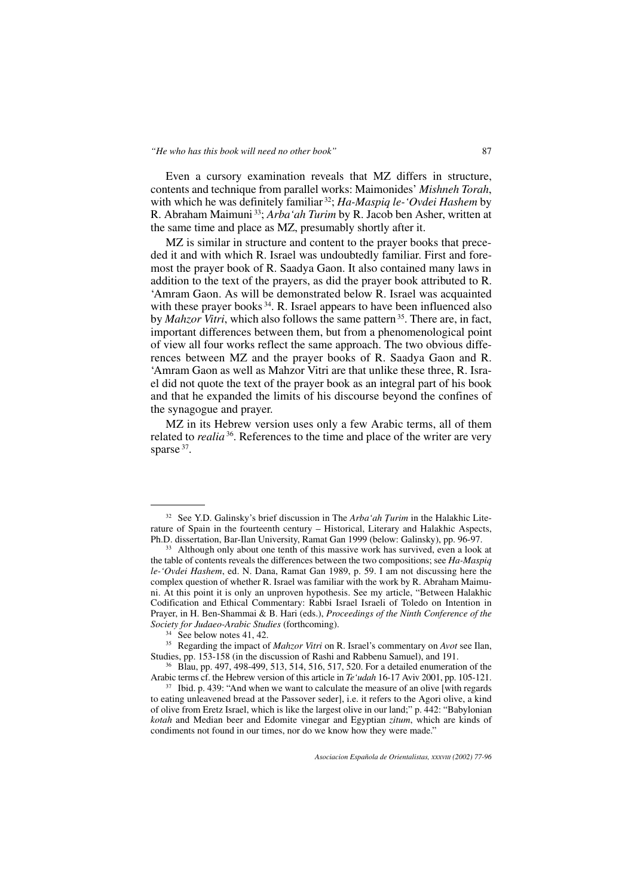Even a cursory examination reveals that MZ differs in structure, contents and technique from parallel works: Maimonides' *Mishneh Torah*, with which he was definitely familiar [32]; *Ha-Maspiq le-'Ovdei Hashem* by R. Abraham Maimuni [33]; *Arba'ah Turim* by R. Jacob ben Asher, written at the same time and place as MZ, presumably shortly after it.

MZ is similar in structure and content to the prayer books that preceded it and with which R. Israel was undoubtedly familiar. First and foremost the prayer book of R. Saadya Gaon. It also contained many laws in addition to the text of the prayers, as did the prayer book attributed to R. 'Amram Gaon. As will be demonstrated below R. Israel was acquainted with these prayer books [34]. R. Israel appears to have been influenced also by *Mahzor Vitri*, which also follows the same pattern [35]. There are, in fact, important differences between them, but from a phenomenological point of view all four works reflect the same approach. The two obvious differences between MZ and the prayer books of R. Saadya Gaon and R. 'Amram Gaon as well as Mahzor Vitri are that unlike these three, R. Israel did not quote the text of the prayer book as an integral part of his book and that he expanded the limits of his discourse beyond the confines of the synagogue and prayer.

MZ in its Hebrew version uses only a few Arabic terms, all of them related to *realia* [36]. References to the time and place of the writer are very sparse [37].

---

[32] See Y.D. Galinsky's brief discussion in The *Arba'ah Ṭurim* in the Halakhic Literature of Spain in the fourteenth century – Historical, Literary and Halakhic Aspects, Ph.D. dissertation, Bar-Ilan University, Ramat Gan 1999 (below: Galinsky), pp. 96-97.

[33] Although only about one tenth of this massive work has survived, even a look at the table of contents reveals the differences between the two compositions; see *Ha-Maspiq le-'Ovdei Hashem*, ed. N. Dana, Ramat Gan 1989, p. 59. I am not discussing here the complex question of whether R. Israel was familiar with the work by R. Abraham Maimuni. At this point it is only an unproven hypothesis. See my article, "Between Halakhic Codification and Ethical Commentary: Rabbi Israel Israeli of Toledo on Intention in Prayer, in H. Ben-Shammai & B. Hari (eds.), *Proceedings of the Ninth Conference of the Society for Judaeo-Arabic Studies* (forthcoming).

[34] See below notes 41, 42.

[35] Regarding the impact of *Mahzor Vitri* on R. Israel's commentary on *Avot* see Ilan, Studies, pp. 153-158 (in the discussion of Rashi and Rabbenu Samuel), and 191.

[36] Blau, pp. 497, 498-499, 513, 514, 516, 517, 520. For a detailed enumeration of the Arabic terms cf. the Hebrew version of this article in *Te'udah* 16-17 Aviv 2001, pp. 105-121.

[37] Ibid. p. 439: "And when we want to calculate the measure of an olive [with regards to eating unleavened bread at the Passover seder], i.e. it refers to the Agori olive, a kind of olive from Eretz Israel, which is like the largest olive in our land;" p. 442: "Babylonian *kotah* and Median beer and Edomite vinegar and Egyptian *zitum*, which are kinds of condiments not found in our times, nor do we know how they were made."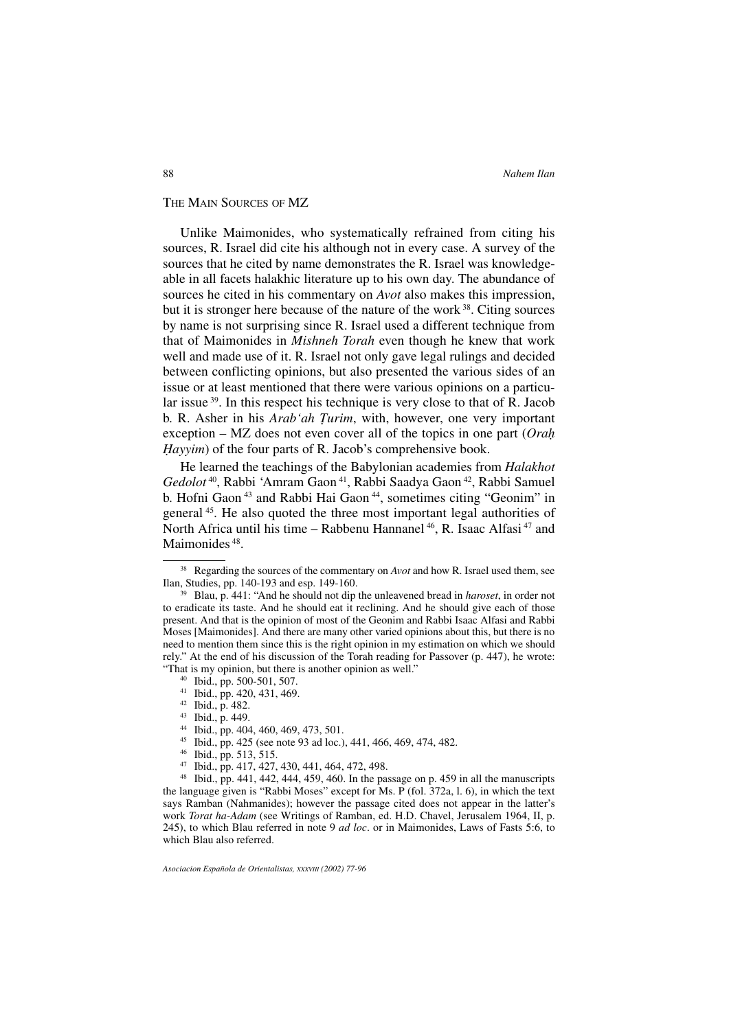## THE MAIN SOURCES OF MZ

Unlike Maimonides, who systematically refrained from citing his sources, R. Israel did cite his although not in every case. A survey of the sources that he cited by name demonstrates the R. Israel was knowledgeable in all facets halakhic literature up to his own day. The abundance of sources he cited in his commentary on *Avot* also makes this impression, but it is stronger here because of the nature of the work [38]. Citing sources by name is not surprising since R. Israel used a different technique from that of Maimonides in *Mishneh Torah* even though he knew that work well and made use of it. R. Israel not only gave legal rulings and decided between conflicting opinions, but also presented the various sides of an issue or at least mentioned that there were various opinions on a particular issue [39]. In this respect his technique is very close to that of R. Jacob b. R. Asher in his *Arab'ah Ṭurim*, with, however, one very important exception – MZ does not even cover all of the topics in one part (*Oraḥ Ḥayyim*) of the four parts of R. Jacob's comprehensive book.

He learned the teachings of the Babylonian academies from *Halakhot Gedolot* [40], Rabbi 'Amram Gaon [41], Rabbi Saadya Gaon [42], Rabbi Samuel b. Hofni Gaon [43] and Rabbi Hai Gaon [44], sometimes citing "Geonim" in general [45]. He also quoted the three most important legal authorities of North Africa until his time – Rabbenu Hannanel [46], R. Isaac Alfasi [47] and Maimonides [48].

---

[38] Regarding the sources of the commentary on *Avot* and how R. Israel used them, see Ilan, Studies, pp. 140-193 and esp. 149-160.

[39] Blau, p. 441: "And he should not dip the unleavened bread in *haroset*, in order not to eradicate its taste. And he should eat it reclining. And he should give each of those present. And that is the opinion of most of the Geonim and Rabbi Isaac Alfasi and Rabbi Moses [Maimonides]. And there are many other varied opinions about this, but there is no need to mention them since this is the right opinion in my estimation on which we should rely." At the end of his discussion of the Torah reading for Passover (p. 447), he wrote: "That is my opinion, but there is another opinion as well."

[40] Ibid., pp. 500-501, 507.

[41] Ibid., pp. 420, 431, 469.

[42] Ibid., p. 482.

[43] Ibid., p. 449.

[44] Ibid., pp. 404, 460, 469, 473, 501.

[45] Ibid., pp. 425 (see note 93 ad loc.), 441, 466, 469, 474, 482.

[46] Ibid., pp. 513, 515.

[47] Ibid., pp. 417, 427, 430, 441, 464, 472, 498.

[48] Ibid., pp. 441, 442, 444, 459, 460. In the passage on p. 459 in all the manuscripts the language given is "Rabbi Moses" except for Ms. P (fol. 372a, l. 6), in which the text says Ramban (Nahmanides); however the passage cited does not appear in the latter's work *Torat ha-Adam* (see Writings of Ramban, ed. H.D. Chavel, Jerusalem 1964, II, p. 245), to which Blau referred in note 9 *ad loc*. or in Maimonides, Laws of Fasts 5:6, to which Blau also referred.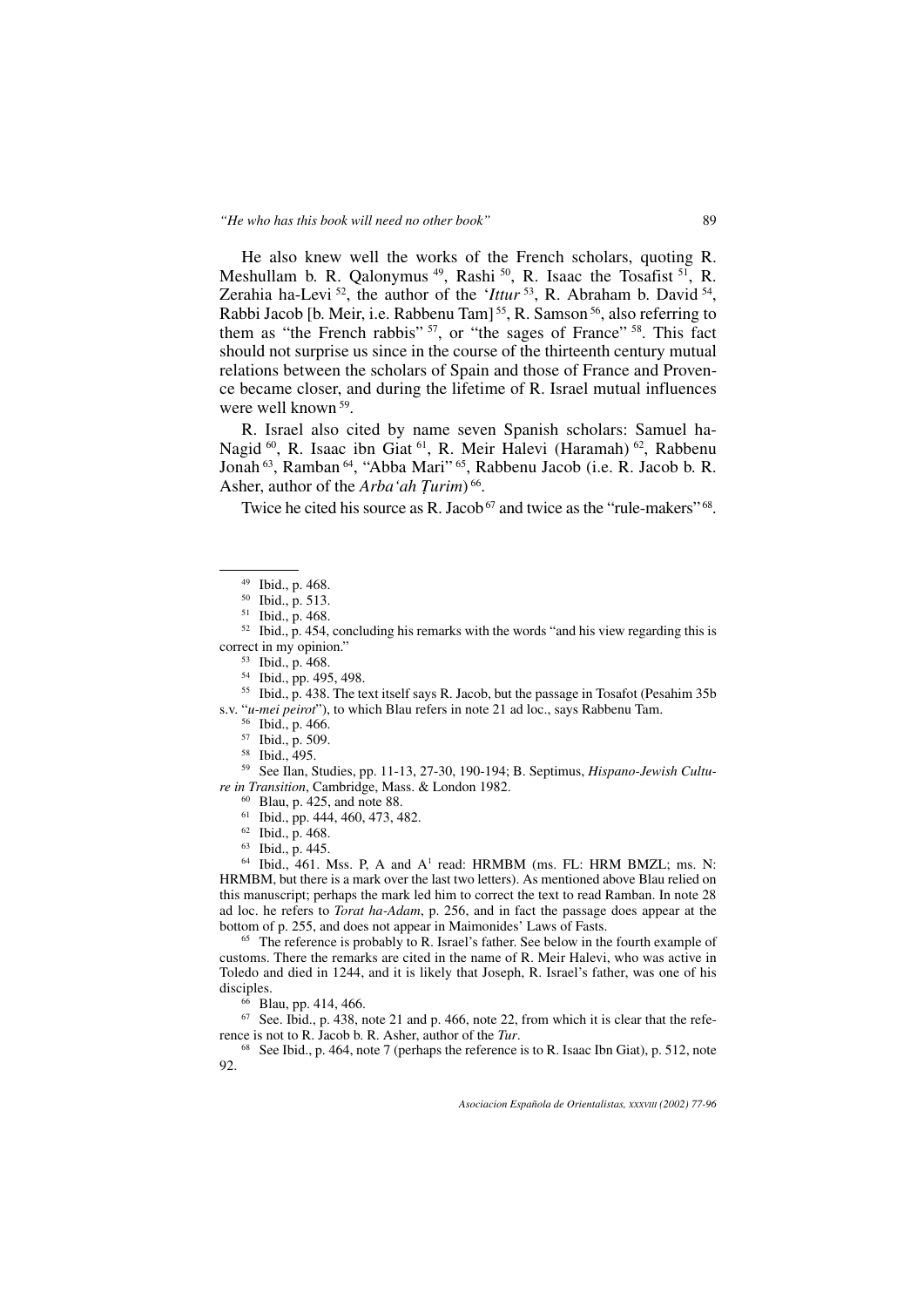He also knew well the works of the French scholars, quoting R. Meshullam b. R. Qalonymus [49], Rashi [50], R. Isaac the Tosafist [51], R. Zerahia ha-Levi [52], the author of the '*Ittur* [53], R. Abraham b. David [54], Rabbi Jacob [b. Meir, i.e. Rabbenu Tam] [55], R. Samson [56], also referring to them as "the French rabbis" [57], or "the sages of France" [58]. This fact should not surprise us since in the course of the thirteenth century mutual relations between the scholars of Spain and those of France and Provence became closer, and during the lifetime of R. Israel mutual influences were well known [59].

R. Israel also cited by name seven Spanish scholars: Samuel ha-Nagid [60], R. Isaac ibn Giat [61], R. Meir Halevi (Haramah) [62], Rabbenu Jonah [63], Ramban [64], "Abba Mari" [65], Rabbenu Jacob (i.e. R. Jacob b. R. Asher, author of the *Arba'ah Ṭurim*) [66].

Twice he cited his source as R. Jacob [67] and twice as the "rule-makers" [68].

---

[49] Ibid., p. 468.

[50] Ibid., p. 513.

[51] Ibid., p. 468.

[52] Ibid., p. 454, concluding his remarks with the words "and his view regarding this is correct in my opinion."

[53] Ibid., p. 468.

[54] Ibid., pp. 495, 498.

[55] Ibid., p. 438. The text itself says R. Jacob, but the passage in Tosafot (Pesahim 35b s.v. "*u-mei peirot*"), to which Blau refers in note 21 ad loc., says Rabbenu Tam.

[56] Ibid., p. 466.

[57] Ibid., p. 509.

[58] Ibid., 495.

[59] See Ilan, Studies, pp. 11-13, 27-30, 190-194; B. Septimus, *Hispano-Jewish Culture in Transition*, Cambridge, Mass. & London 1982.

[60] Blau, p. 425, and note 88.

[61] Ibid., pp. 444, 460, 473, 482.

[62] Ibid., p. 468.

[63] Ibid., p. 445.

[64] Ibid., 461. Mss. P, A and A[1] read: HRMBM (ms. FL: HRM BMZL; ms. N: HRMBM, but there is a mark over the last two letters). As mentioned above Blau relied on this manuscript; perhaps the mark led him to correct the text to read Ramban. In note 28 ad loc. he refers to *Torat ha-Adam*, p. 256, and in fact the passage does appear at the bottom of p. 255, and does not appear in Maimonides' Laws of Fasts.

[65] The reference is probably to R. Israel's father. See below in the fourth example of customs. There the remarks are cited in the name of R. Meir Halevi, who was active in Toledo and died in 1244, and it is likely that Joseph, R. Israel's father, was one of his disciples.

[66] Blau, pp. 414, 466.

[67] See. Ibid., p. 438, note 21 and p. 466, note 22, from which it is clear that the reference is not to R. Jacob b. R. Asher, author of the *Tur*.

[68] See Ibid., p. 464, note 7 (perhaps the reference is to R. Isaac Ibn Giat), p. 512, note 92.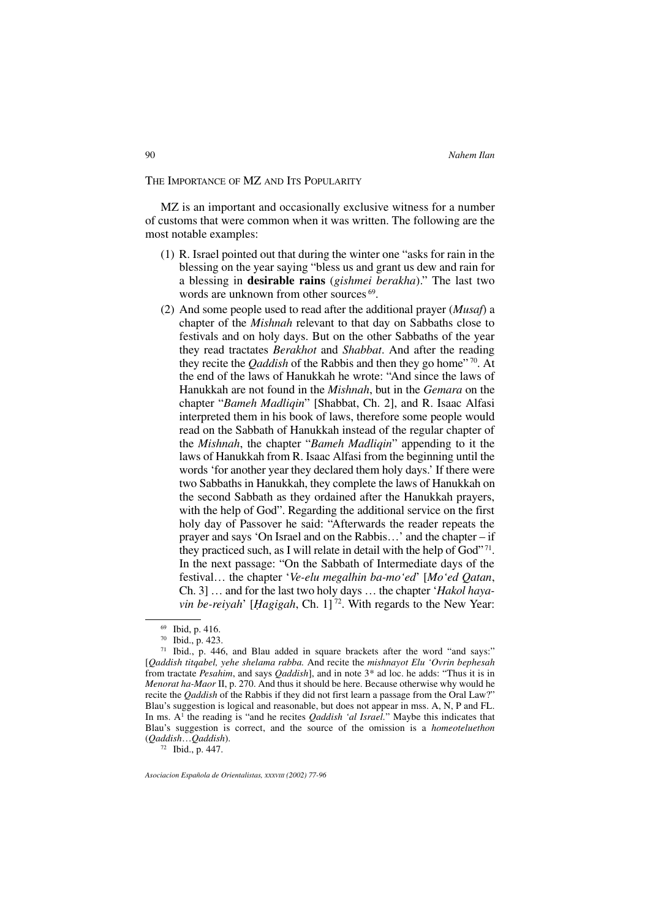## The Importance of MZ and Its Popularity

MZ is an important and occasionally exclusive witness for a number of customs that were common when it was written. The following are the most notable examples:

(1) R. Israel pointed out that during the winter one "asks for rain in the blessing on the year saying "bless us and grant us dew and rain for a blessing in **desirable rains** (*gishmei berakha*)." The last two words are unknown from other sources [69].

(2) And some people used to read after the additional prayer (*Musaf*) a chapter of the *Mishnah* relevant to that day on Sabbaths close to festivals and on holy days. But on the other Sabbaths of the year they read tractates *Berakhot* and *Shabbat*. And after the reading they recite the *Qaddish* of the Rabbis and then they go home" [70]. At the end of the laws of Hanukkah he wrote: "And since the laws of Hanukkah are not found in the *Mishnah*, but in the *Gemara* on the chapter "*Bameh Madliqin*" [Shabbat, Ch. 2], and R. Isaac Alfasi interpreted them in his book of laws, therefore some people would read on the Sabbath of Hanukkah instead of the regular chapter of the *Mishnah*, the chapter "*Bameh Madliqin*" appending to it the laws of Hanukkah from R. Isaac Alfasi from the beginning until the words 'for another year they declared them holy days.' If there were two Sabbaths in Hanukkah, they complete the laws of Hanukkah on the second Sabbath as they ordained after the Hanukkah prayers, with the help of God". Regarding the additional service on the first holy day of Passover he said: "Afterwards the reader repeats the prayer and says 'On Israel and on the Rabbis…' and the chapter – if they practiced such, as I will relate in detail with the help of God" [71]. In the next passage: "On the Sabbath of Intermediate days of the festival… the chapter '*Ve-elu megalhin ba-mo'ed*' [*Mo'ed Qatan*, Ch. 3] … and for the last two holy days … the chapter '*Hakol hayavin be-reiyah*' [*Ḥagigah*, Ch. 1] [72]. With regards to the New Year:

---

[69] Ibid, p. 416.

[70] Ibid., p. 423.

[71] Ibid., p. 446, and Blau added in square brackets after the word "and says:" [*Qaddish titqabel, yehe shelama rabba.* And recite the *mishnayot Elu 'Ovrin bephesah* from tractate *Pesahim*, and says *Qaddish*], and in note 3* ad loc. he adds: "Thus it is in *Menorat ha-Maor* II, p. 270. And thus it should be here. Because otherwise why would he recite the *Qaddish* of the Rabbis if they did not first learn a passage from the Oral Law?" Blau's suggestion is logical and reasonable, but does not appear in mss. A, N, P and FL. In ms. A[1] the reading is "and he recites *Qaddish 'al Israel.*" Maybe this indicates that Blau's suggestion is correct, and the source of the omission is a *homeoteluethon* (*Qaddish*…*Qaddish*).

[72] Ibid., p. 447.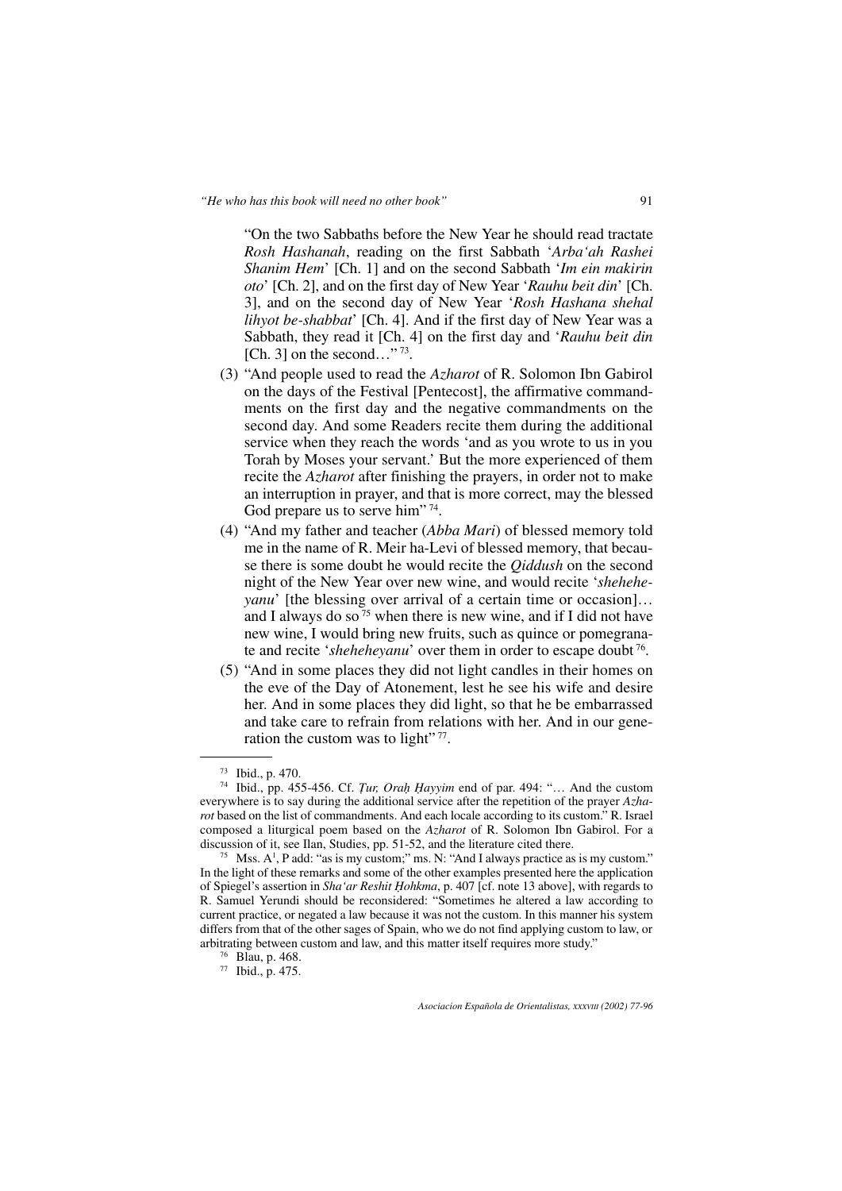"On the two Sabbaths before the New Year he should read tractate *Rosh Hashanah*, reading on the first Sabbath '*Arba'ah Rashei Shanim Hem*' [Ch. 1] and on the second Sabbath '*Im ein makirin oto*' [Ch. 2], and on the first day of New Year '*Rauhu beit din*' [Ch. 3], and on the second day of New Year '*Rosh Hashana shehal lihyot be-shabbat*' [Ch. 4]. And if the first day of New Year was a Sabbath, they read it [Ch. 4] on the first day and '*Rauhu beit din* [Ch. 3] on the second…" [73].

(3) "And people used to read the *Azharot* of R. Solomon Ibn Gabirol on the days of the Festival [Pentecost], the affirmative commandments on the first day and the negative commandments on the second day. And some Readers recite them during the additional service when they reach the words 'and as you wrote to us in you Torah by Moses your servant.' But the more experienced of them recite the *Azharot* after finishing the prayers, in order not to make an interruption in prayer, and that is more correct, may the blessed God prepare us to serve him" [74].

(4) "And my father and teacher (*Abba Mari*) of blessed memory told me in the name of R. Meir ha-Levi of blessed memory, that because there is some doubt he would recite the *Qiddush* on the second night of the New Year over new wine, and would recite '*sheheheyanu*' [the blessing over arrival of a certain time or occasion]… and I always do so [75] when there is new wine, and if I did not have new wine, I would bring new fruits, such as quince or pomegranate and recite '*sheheheyanu*' over them in order to escape doubt [76].

(5) "And in some places they did not light candles in their homes on the eve of the Day of Atonement, lest he see his wife and desire her. And in some places they did light, so that he be embarrassed and take care to refrain from relations with her. And in our generation the custom was to light" [77].

---

[73] Ibid., p. 470.

[74] Ibid., pp. 455-456. Cf. *Ṭur, Oraḥ Ḥayyim* end of par. 494: "… And the custom everywhere is to say during the additional service after the repetition of the prayer *Azharot* based on the list of commandments. And each locale according to its custom." R. Israel composed a liturgical poem based on the *Azharot* of R. Solomon Ibn Gabirol. For a discussion of it, see Ilan, Studies, pp. 51-52, and the literature cited there.

[75] Mss. A[1], P add: "as is my custom;" ms. N: "And I always practice as is my custom." In the light of these remarks and some of the other examples presented here the application of Spiegel's assertion in *Sha'ar Reshit Ḥohkma*, p. 407 [cf. note 13 above], with regards to R. Samuel Yerundi should be reconsidered: "Sometimes he altered a law according to current practice, or negated a law because it was not the custom. In this manner his system differs from that of the other sages of Spain, who we do not find applying custom to law, or arbitrating between custom and law, and this matter itself requires more study."

[76] Blau, p. 468.

[77] Ibid., p. 475.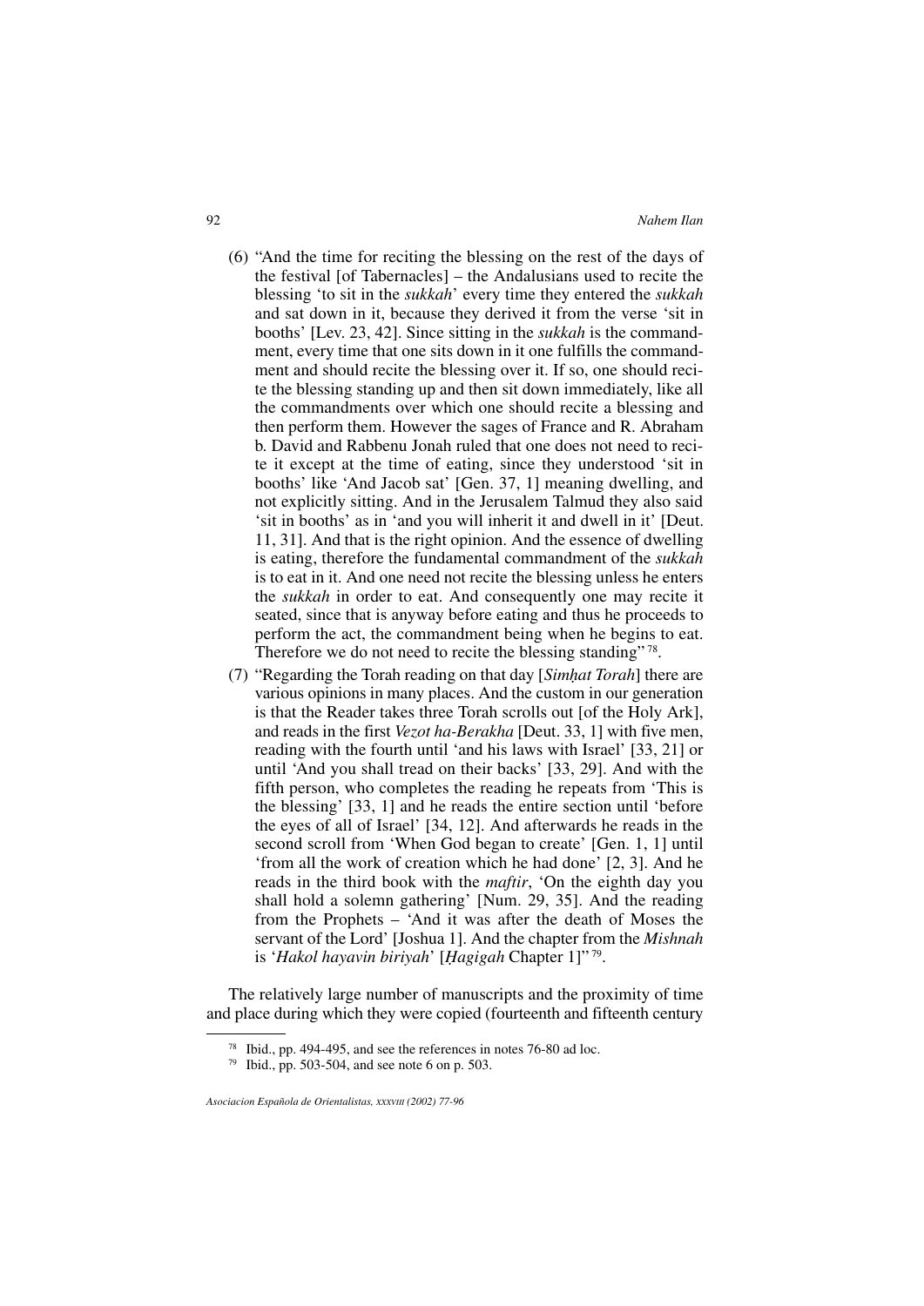(6) "And the time for reciting the blessing on the rest of the days of the festival [of Tabernacles] – the Andalusians used to recite the blessing 'to sit in the *sukkah*' every time they entered the *sukkah* and sat down in it, because they derived it from the verse 'sit in booths' [Lev. 23, 42]. Since sitting in the *sukkah* is the commandment, every time that one sits down in it one fulfills the commandment and should recite the blessing over it. If so, one should recite the blessing standing up and then sit down immediately, like all the commandments over which one should recite a blessing and then perform them. However the sages of France and R. Abraham b. David and Rabbenu Jonah ruled that one does not need to recite it except at the time of eating, since they understood 'sit in booths' like 'And Jacob sat' [Gen. 37, 1] meaning dwelling, and not explicitly sitting. And in the Jerusalem Talmud they also said 'sit in booths' as in 'and you will inherit it and dwell in it' [Deut. 11, 31]. And that is the right opinion. And the essence of dwelling is eating, therefore the fundamental commandment of the *sukkah* is to eat in it. And one need not recite the blessing unless he enters the *sukkah* in order to eat. And consequently one may recite it seated, since that is anyway before eating and thus he proceeds to perform the act, the commandment being when he begins to eat. Therefore we do not need to recite the blessing standing" [78].

(7) "Regarding the Torah reading on that day [*Simḥat Torah*] there are various opinions in many places. And the custom in our generation is that the Reader takes three Torah scrolls out [of the Holy Ark], and reads in the first *Vezot ha-Berakha* [Deut. 33, 1] with five men, reading with the fourth until 'and his laws with Israel' [33, 21] or until 'And you shall tread on their backs' [33, 29]. And with the fifth person, who completes the reading he repeats from 'This is the blessing' [33, 1] and he reads the entire section until 'before the eyes of all of Israel' [34, 12]. And afterwards he reads in the second scroll from 'When God began to create' [Gen. 1, 1] until 'from all the work of creation which he had done' [2, 3]. And he reads in the third book with the *maftir*, 'On the eighth day you shall hold a solemn gathering' [Num. 29, 35]. And the reading from the Prophets – 'And it was after the death of Moses the servant of the Lord' [Joshua 1]. And the chapter from the *Mishnah* is '*Hakol hayavin biriyah*' [*Ḥagigah* Chapter 1]" [79].

The relatively large number of manuscripts and the proximity of time and place during which they were copied (fourteenth and fifteenth century

---

[78] Ibid., pp. 494-495, and see the references in notes 76-80 ad loc.

[79] Ibid., pp. 503-504, and see note 6 on p. 503.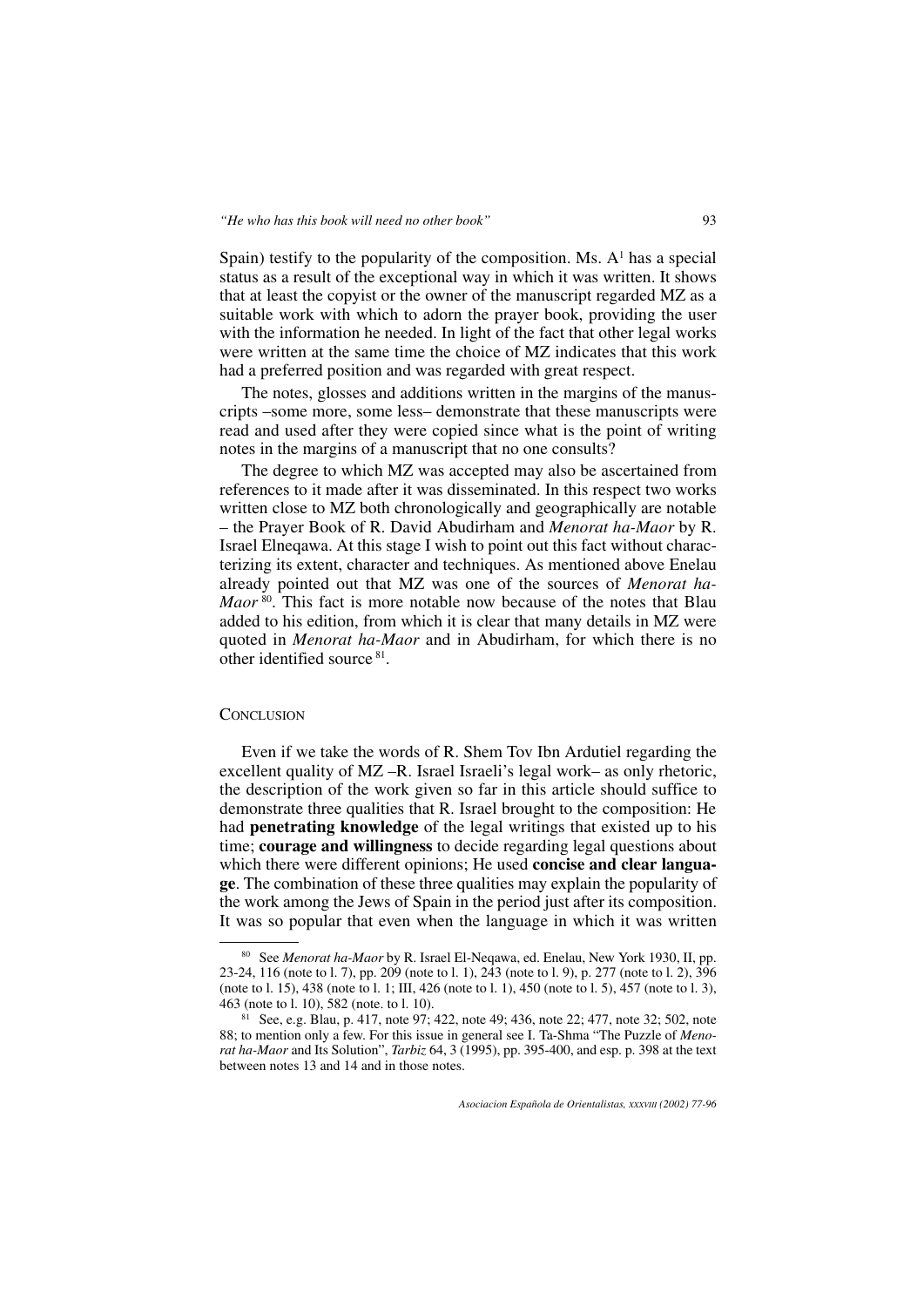Spain) testify to the popularity of the composition. Ms. A[1] has a special status as a result of the exceptional way in which it was written. It shows that at least the copyist or the owner of the manuscript regarded MZ as a suitable work with which to adorn the prayer book, providing the user with the information he needed. In light of the fact that other legal works were written at the same time the choice of MZ indicates that this work had a preferred position and was regarded with great respect.

The notes, glosses and additions written in the margins of the manuscripts –some more, some less– demonstrate that these manuscripts were read and used after they were copied since what is the point of writing notes in the margins of a manuscript that no one consults?

The degree to which MZ was accepted may also be ascertained from references to it made after it was disseminated. In this respect two works written close to MZ both chronologically and geographically are notable – the Prayer Book of R. David Abudirham and *Menorat ha-Maor* by R. Israel Elneqawa. At this stage I wish to point out this fact without characterizing its extent, character and techniques. As mentioned above Enelau already pointed out that MZ was one of the sources of *Menorat ha-Maor* [80]. This fact is more notable now because of the notes that Blau added to his edition, from which it is clear that many details in MZ were quoted in *Menorat ha-Maor* and in Abudirham, for which there is no other identified source [81].

## Conclusion

Even if we take the words of R. Shem Tov Ibn Ardutiel regarding the excellent quality of MZ –R. Israel Israeli's legal work– as only rhetoric, the description of the work given so far in this article should suffice to demonstrate three qualities that R. Israel brought to the composition: He had **penetrating knowledge** of the legal writings that existed up to his time; **courage and willingness** to decide regarding legal questions about which there were different opinions; He used **concise and clear language**. The combination of these three qualities may explain the popularity of the work among the Jews of Spain in the period just after its composition. It was so popular that even when the language in which it was written

---

[80] See *Menorat ha-Maor* by R. Israel El-Neqawa, ed. Enelau, New York 1930, II, pp. 23-24, 116 (note to l. 7), pp. 209 (note to l. 1), 243 (note to l. 9), p. 277 (note to l. 2), 396 (note to l. 15), 438 (note to l. 1; III, 426 (note to l. 1), 450 (note to l. 5), 457 (note to l. 3), 463 (note to l. 10), 582 (note. to l. 10).

[81] See, e.g. Blau, p. 417, note 97; 422, note 49; 436, note 22; 477, note 32; 502, note 88; to mention only a few. For this issue in general see I. Ta-Shma "The Puzzle of *Menorat ha-Maor* and Its Solution", *Tarbiz* 64, 3 (1995), pp. 395-400, and esp. p. 398 at the text between notes 13 and 14 and in those notes.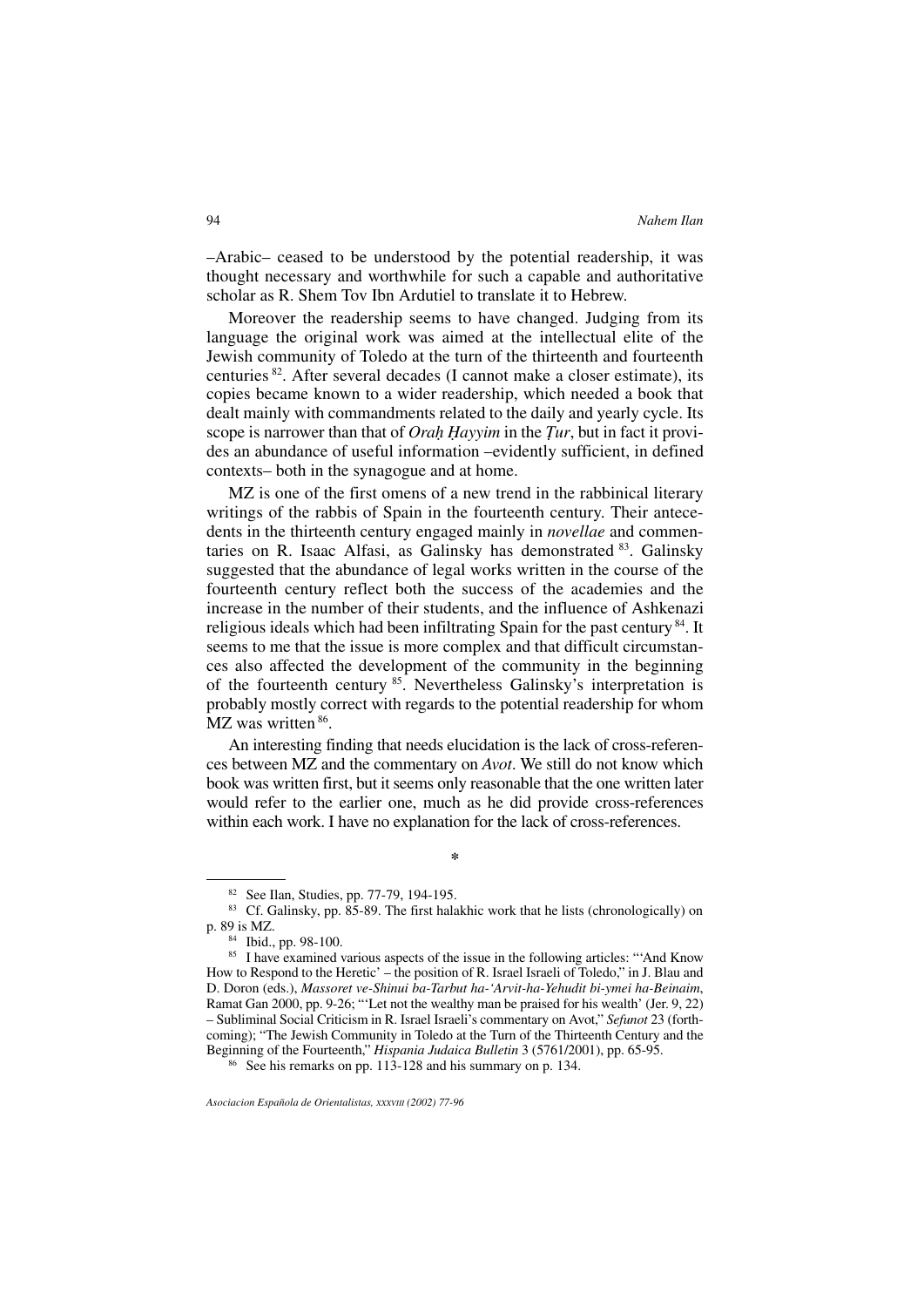–Arabic– ceased to be understood by the potential readership, it was thought necessary and worthwhile for such a capable and authoritative scholar as R. Shem Tov Ibn Ardutiel to translate it to Hebrew.

Moreover the readership seems to have changed. Judging from its language the original work was aimed at the intellectual elite of the Jewish community of Toledo at the turn of the thirteenth and fourteenth centuries [82]. After several decades (I cannot make a closer estimate), its copies became known to a wider readership, which needed a book that dealt mainly with commandments related to the daily and yearly cycle. Its scope is narrower than that of *Oraḥ Ḥayyim* in the *Ṭur*, but in fact it provides an abundance of useful information –evidently sufficient, in defined contexts– both in the synagogue and at home.

MZ is one of the first omens of a new trend in the rabbinical literary writings of the rabbis of Spain in the fourteenth century. Their antecedents in the thirteenth century engaged mainly in *novellae* and commentaries on R. Isaac Alfasi, as Galinsky has demonstrated [83]. Galinsky suggested that the abundance of legal works written in the course of the fourteenth century reflect both the success of the academies and the increase in the number of their students, and the influence of Ashkenazi religious ideals which had been infiltrating Spain for the past century [84]. It seems to me that the issue is more complex and that difficult circumstances also affected the development of the community in the beginning of the fourteenth century [85]. Nevertheless Galinsky's interpretation is probably mostly correct with regards to the potential readership for whom MZ was written [86].

An interesting finding that needs elucidation is the lack of cross-references between MZ and the commentary on *Avot*. We still do not know which book was written first, but it seems only reasonable that the one written later would refer to the earlier one, much as he did provide cross-references within each work. I have no explanation for the lack of cross-references.

*

---

[82] See Ilan, Studies, pp. 77-79, 194-195.

[83] Cf. Galinsky, pp. 85-89. The first halakhic work that he lists (chronologically) on p. 89 is MZ.

[84] Ibid., pp. 98-100.

[85] I have examined various aspects of the issue in the following articles: "'And Know How to Respond to the Heretic' – the position of R. Israel Israeli of Toledo," in J. Blau and D. Doron (eds.), *Massoret ve-Shinui ba-Tarbut ha-'Arvit-ha-Yehudit bi-ymei ha-Beinaim*, Ramat Gan 2000, pp. 9-26; "'Let not the wealthy man be praised for his wealth' (Jer. 9, 22) – Subliminal Social Criticism in R. Israel Israeli's commentary on Avot," *Sefunot* 23 (forthcoming); "The Jewish Community in Toledo at the Turn of the Thirteenth Century and the Beginning of the Fourteenth," *Hispania Judaica Bulletin* 3 (5761/2001), pp. 65-95.

[86] See his remarks on pp. 113-128 and his summary on p. 134.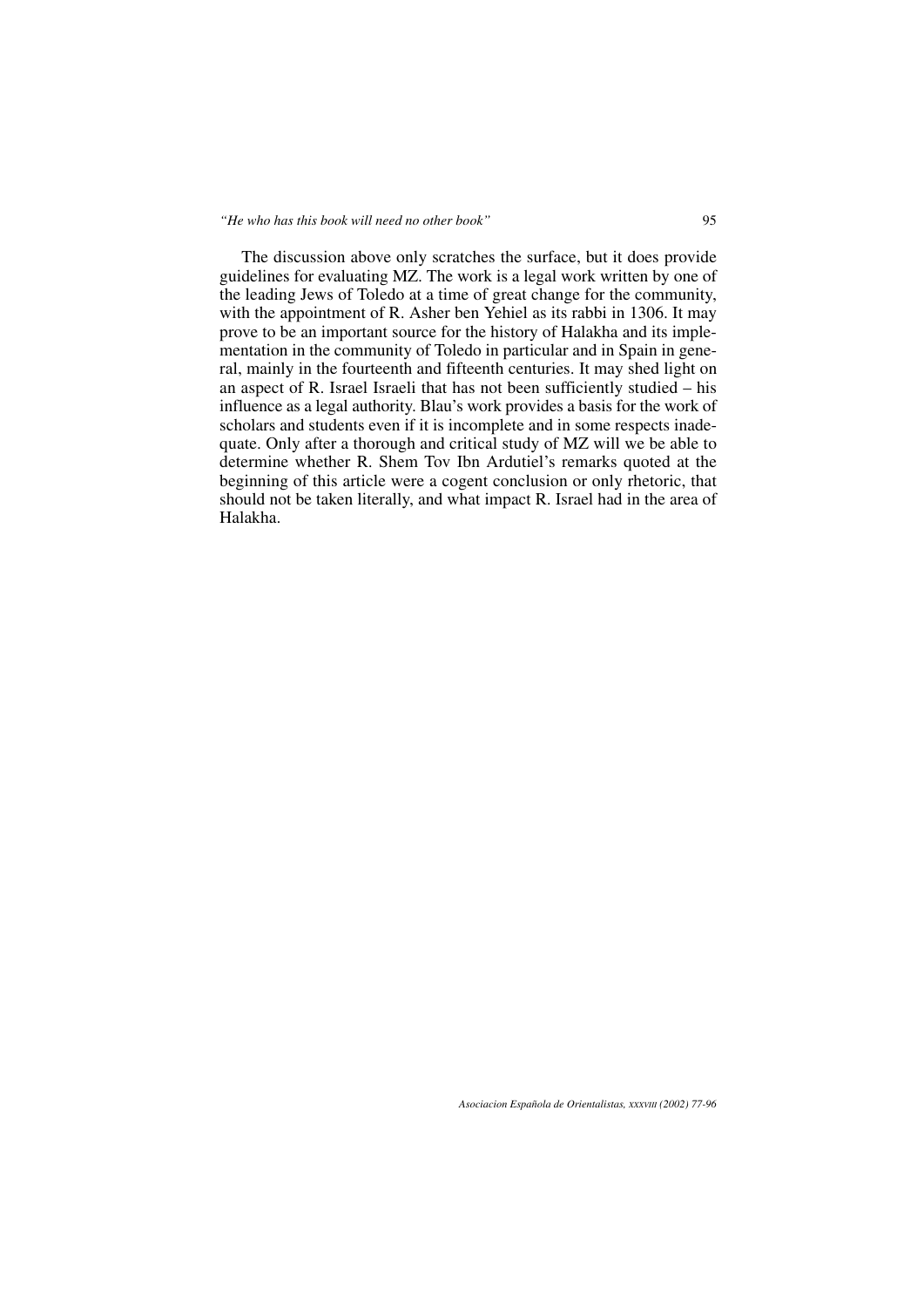The discussion above only scratches the surface, but it does provide guidelines for evaluating MZ. The work is a legal work written by one of the leading Jews of Toledo at a time of great change for the community, with the appointment of R. Asher ben Yehiel as its rabbi in 1306. It may prove to be an important source for the history of Halakha and its implementation in the community of Toledo in particular and in Spain in general, mainly in the fourteenth and fifteenth centuries. It may shed light on an aspect of R. Israel Israeli that has not been sufficiently studied – his influence as a legal authority. Blau's work provides a basis for the work of scholars and students even if it is incomplete and in some respects inadequate. Only after a thorough and critical study of MZ will we be able to determine whether R. Shem Tov Ibn Ardutiel's remarks quoted at the beginning of this article were a cogent conclusion or only rhetoric, that should not be taken literally, and what impact R. Israel had in the area of Halakha.